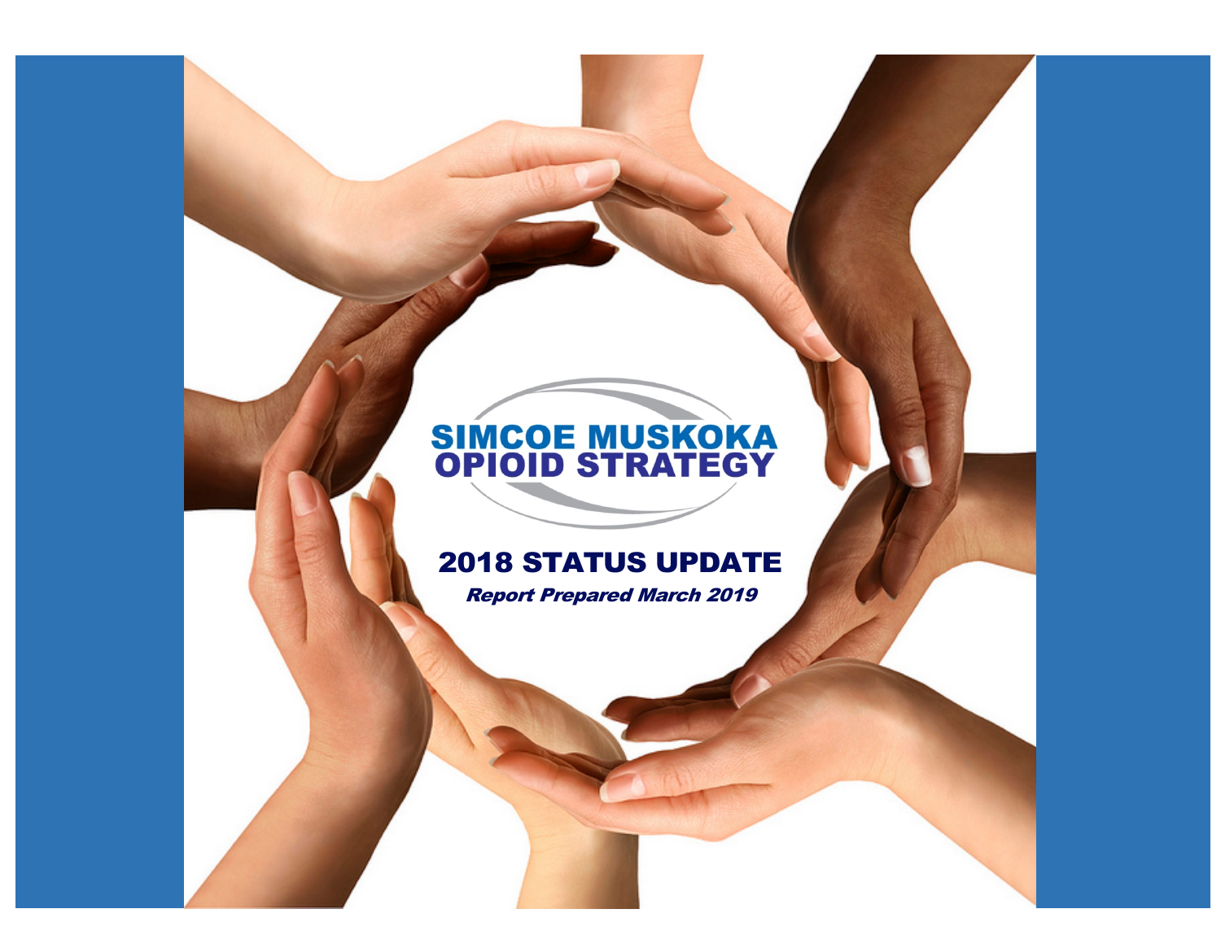# SIMCOE MUSKOKA OPIOID STRATEGY

## 2018 STATUS UPDATE

***Report Prepared March 2019***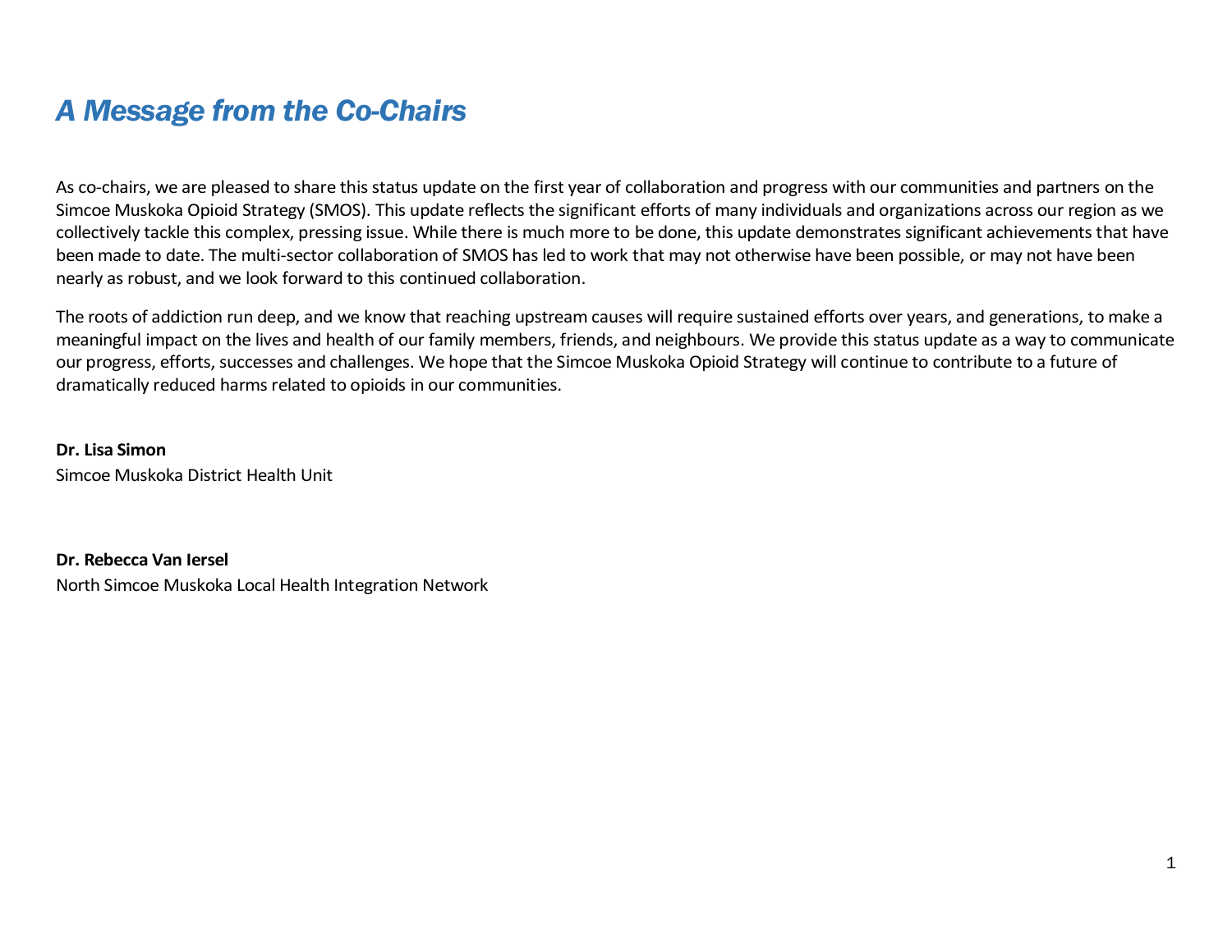# *A Message from the Co-Chairs*

As co-chairs, we are pleased to share this status update on the first year of collaboration and progress with our communities and partners on the Simcoe Muskoka Opioid Strategy (SMOS). This update reflects the significant efforts of many individuals and organizations across our region as we collectively tackle this complex, pressing issue. While there is much more to be done, this update demonstrates significant achievements that have been made to date. The multi-sector collaboration of SMOS has led to work that may not otherwise have been possible, or may not have been nearly as robust, and we look forward to this continued collaboration.

The roots of addiction run deep, and we know that reaching upstream causes will require sustained efforts over years, and generations, to make a meaningful impact on the lives and health of our family members, friends, and neighbours. We provide this status update as a way to communicate our progress, efforts, successes and challenges. We hope that the Simcoe Muskoka Opioid Strategy will continue to contribute to a future of dramatically reduced harms related to opioids in our communities.

**Dr. Lisa Simon**
Simcoe Muskoka District Health Unit

**Dr. Rebecca Van Iersel**
North Simcoe Muskoka Local Health Integration Network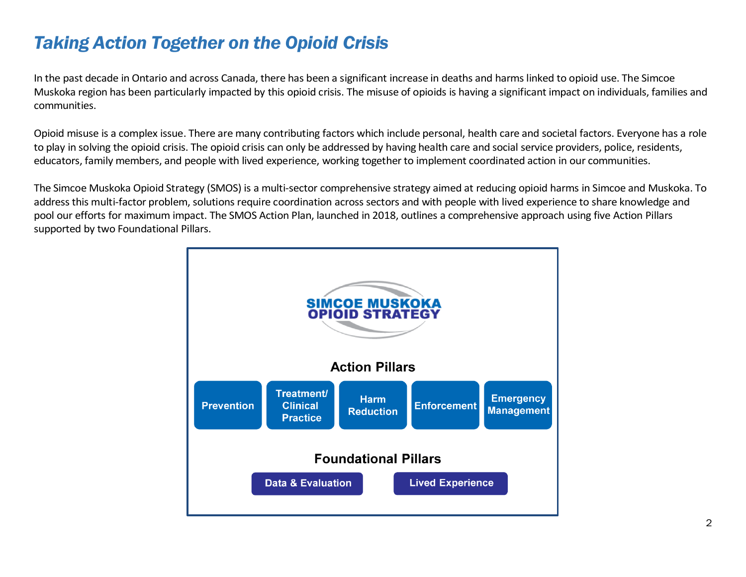## *Taking Action Together on the Opioid Crisis*

In the past decade in Ontario and across Canada, there has been a significant increase in deaths and harms linked to opioid use. The Simcoe Muskoka region has been particularly impacted by this opioid crisis. The misuse of opioids is having a significant impact on individuals, families and communities.

Opioid misuse is a complex issue. There are many contributing factors which include personal, health care and societal factors. Everyone has a role to play in solving the opioid crisis. The opioid crisis can only be addressed by having health care and social service providers, police, residents, educators, family members, and people with lived experience, working together to implement coordinated action in our communities.

The Simcoe Muskoka Opioid Strategy (SMOS) is a multi-sector comprehensive strategy aimed at reducing opioid harms in Simcoe and Muskoka. To address this multi-factor problem, solutions require coordination across sectors and with people with lived experience to share knowledge and pool our efforts for maximum impact. The SMOS Action Plan, launched in 2018, outlines a comprehensive approach using five Action Pillars supported by two Foundational Pillars.

SIMCOE MUSKOKA OPIOID STRATEGY

**Action Pillars**

Prevention

Treatment/ Clinical Practice

Harm Reduction

Enforcement

Emergency Management

**Foundational Pillars**

Data & Evaluation

Lived Experience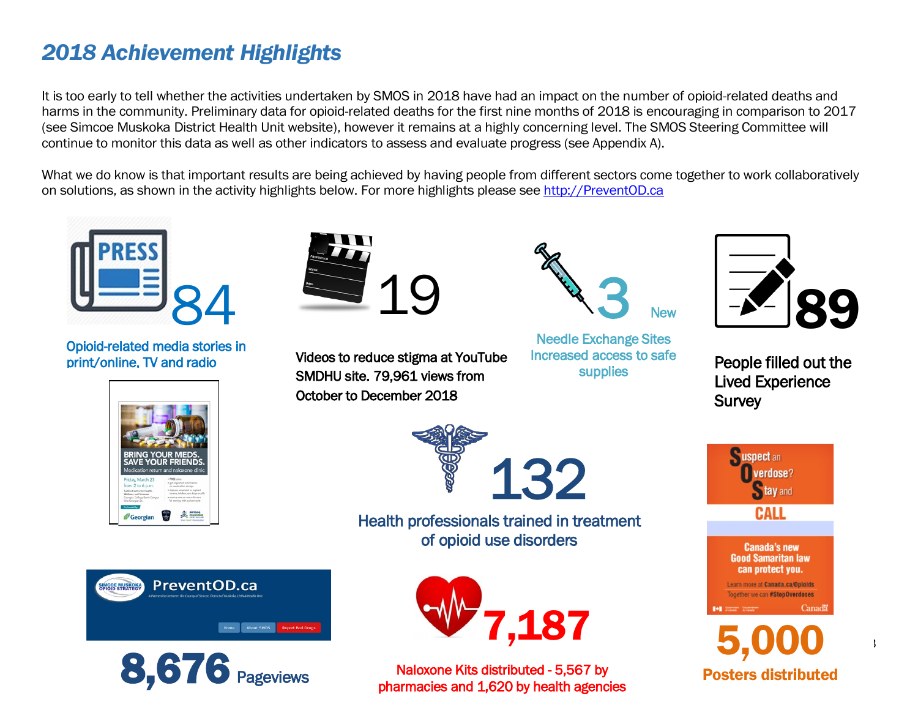## *2018 Achievement Highlights*

It is too early to tell whether the activities undertaken by SMOS in 2018 have had an impact on the number of opioid-related deaths and harms in the community. Preliminary data for opioid-related deaths for the first nine months of 2018 is encouraging in comparison to 2017 (see Simcoe Muskoka District Health Unit website), however it remains at a highly concerning level. The SMOS Steering Committee will continue to monitor this data as well as other indicators to assess and evaluate progress (see Appendix A).

What we do know is that important results are being achieved by having people from different sectors come together to work collaboratively on solutions, as shown in the activity highlights below. For more highlights please see http://PreventOD.ca

84

Opioid-related media stories in print/online, TV and radio

19

Videos to reduce stigma at YouTube SMDHU site. 79,961 views from October to December 2018

3 New

Needle Exchange Sites Increased access to safe supplies

89

People filled out the Lived Experience Survey

132

Health professionals trained in treatment of opioid use disorders

8,676 Pageviews

7,187

Naloxone Kits distributed - 5,567 by pharmacies and 1,620 by health agencies

5,000

Posters distributed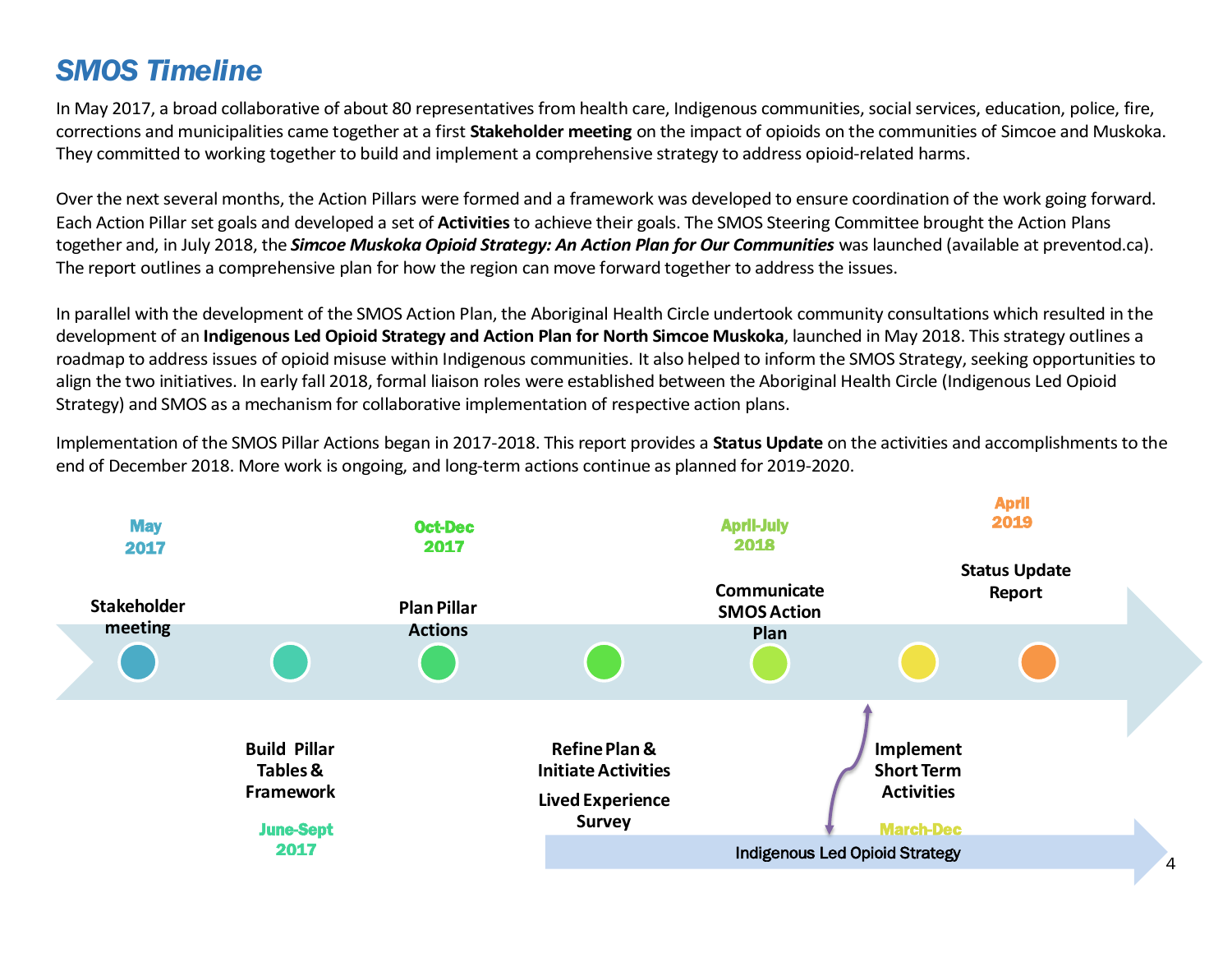# SMOS Timeline

In May 2017, a broad collaborative of about 80 representatives from health care, Indigenous communities, social services, education, police, fire, corrections and municipalities came together at a first **Stakeholder meeting** on the impact of opioids on the communities of Simcoe and Muskoka. They committed to working together to build and implement a comprehensive strategy to address opioid-related harms.

Over the next several months, the Action Pillars were formed and a framework was developed to ensure coordination of the work going forward. Each Action Pillar set goals and developed a set of **Activities** to achieve their goals. The SMOS Steering Committee brought the Action Plans together and, in July 2018, the ***Simcoe Muskoka Opioid Strategy: An Action Plan for Our Communities*** was launched (available at preventod.ca). The report outlines a comprehensive plan for how the region can move forward together to address the issues.

In parallel with the development of the SMOS Action Plan, the Aboriginal Health Circle undertook community consultations which resulted in the development of an **Indigenous Led Opioid Strategy and Action Plan for North Simcoe Muskoka**, launched in May 2018. This strategy outlines a roadmap to address issues of opioid misuse within Indigenous communities. It also helped to inform the SMOS Strategy, seeking opportunities to align the two initiatives. In early fall 2018, formal liaison roles were established between the Aboriginal Health Circle (Indigenous Led Opioid Strategy) and SMOS as a mechanism for collaborative implementation of respective action plans.

Implementation of the SMOS Pillar Actions began in 2017-2018. This report provides a **Status Update** on the activities and accomplishments to the end of December 2018. More work is ongoing, and long-term actions continue as planned for 2019-2020.

May 2017
Stakeholder meeting

June-Sept 2017
Build Pillar Tables & Framework

Oct-Dec 2017
Plan Pillar Actions

Refine Plan & Initiate Activities
Lived Experience Survey

April-July 2018
Communicate SMOS Action Plan

March-Dec
Implement Short Term Activities

April 2019
Status Update Report

Indigenous Led Opioid Strategy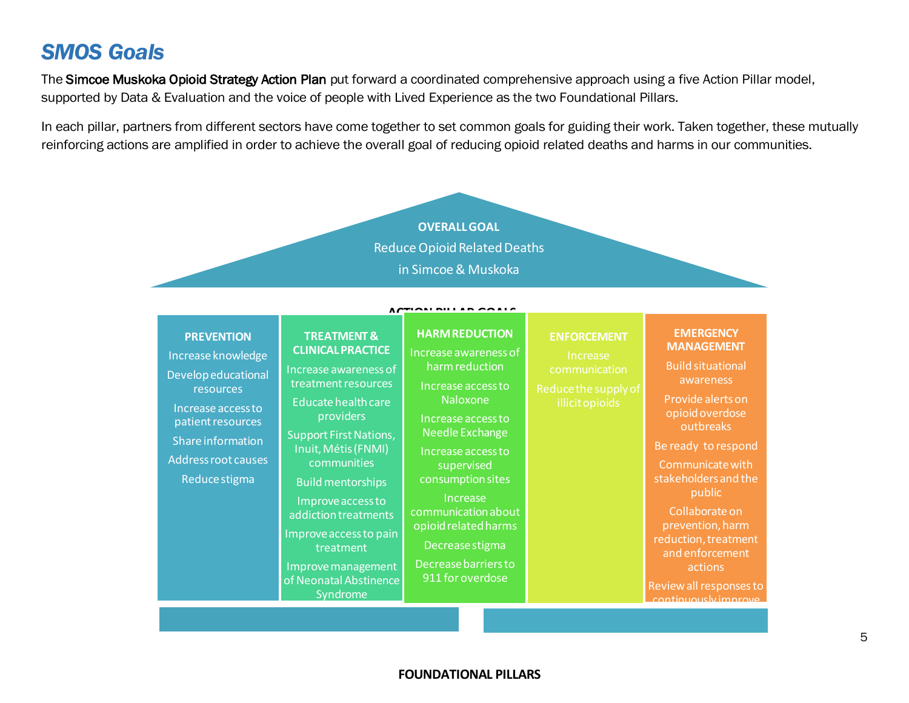## *SMOS Goals*

The Simcoe Muskoka Opioid Strategy Action Plan put forward a coordinated comprehensive approach using a five Action Pillar model, supported by Data & Evaluation and the voice of people with Lived Experience as the two Foundational Pillars.

In each pillar, partners from different sectors have come together to set common goals for guiding their work. Taken together, these mutually reinforcing actions are amplified in order to achieve the overall goal of reducing opioid related deaths and harms in our communities.

**OVERALL GOAL**

Reduce Opioid Related Deaths in Simcoe & Muskoka

**ACTION PILLAR GOALS**

**PREVENTION**
- Increase knowledge
- Develop educational resources
- Increase access to patient resources
- Share information
- Address root causes
- Reduce stigma

**TREATMENT & CLINICAL PRACTICE**
- Increase awareness of treatment resources
- Educate health care providers
- Support First Nations, Inuit, Métis (FNMI) communities
- Build mentorships
- Improve access to addiction treatments
- Improve access to pain treatment
- Improve management of Neonatal Abstinence Syndrome

**HARM REDUCTION**
- Increase awareness of harm reduction
- Increase access to Naloxone
- Increase access to Needle Exchange
- Increase access to supervised consumption sites
- Increase communication about opioid related harms
- Decrease stigma
- Decrease barriers to 911 for overdose

**ENFORCEMENT**
- Increase communication
- Reduce the supply of illicit opioids

**EMERGENCY MANAGEMENT**
- Build situational awareness
- Provide alerts on opioid overdose outbreaks
- Be ready to respond
- Communicate with stakeholders and the public
- Collaborate on prevention, harm reduction, treatment and enforcement actions
- Review all responses to continuously improve

**FOUNDATIONAL PILLARS**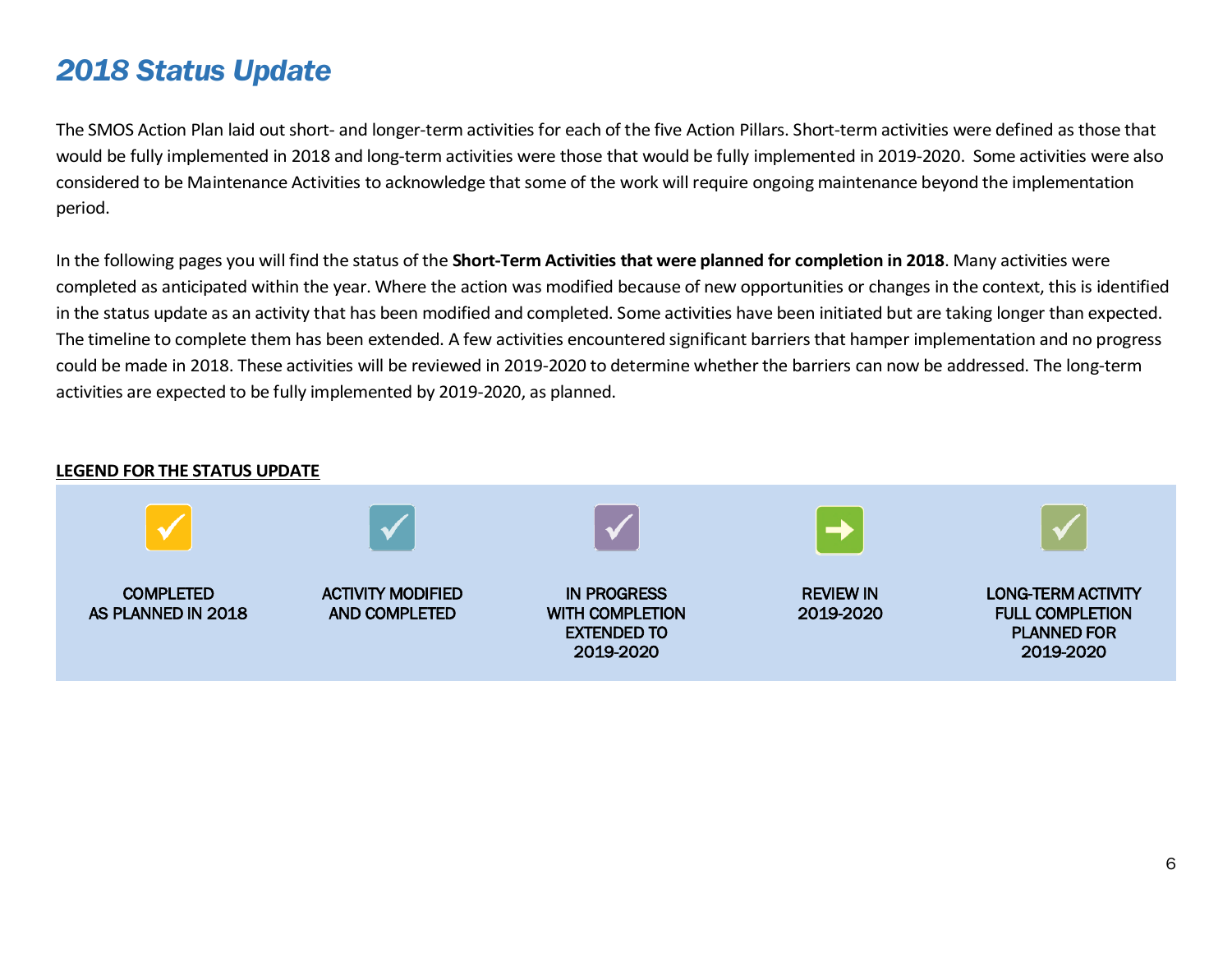## *2018 Status Update*

The SMOS Action Plan laid out short- and longer-term activities for each of the five Action Pillars. Short-term activities were defined as those that would be fully implemented in 2018 and long-term activities were those that would be fully implemented in 2019-2020. Some activities were also considered to be Maintenance Activities to acknowledge that some of the work will require ongoing maintenance beyond the implementation period.

In the following pages you will find the status of the **Short-Term Activities that were planned for completion in 2018**. Many activities were completed as anticipated within the year. Where the action was modified because of new opportunities or changes in the context, this is identified in the status update as an activity that has been modified and completed. Some activities have been initiated but are taking longer than expected. The timeline to complete them has been extended. A few activities encountered significant barriers that hamper implementation and no progress could be made in 2018. These activities will be reviewed in 2019-2020 to determine whether the barriers can now be addressed. The long-term activities are expected to be fully implemented by 2019-2020, as planned.

**LEGEND FOR THE STATUS UPDATE**

| | | | | |
|---|---|---|---|---|
| ✓ | ✓ | ✓ | ➔ | ✓ |
| COMPLETED AS PLANNED IN 2018 | ACTIVITY MODIFIED AND COMPLETED | IN PROGRESS WITH COMPLETION EXTENDED TO 2019-2020 | REVIEW IN 2019-2020 | LONG-TERM ACTIVITY FULL COMPLETION PLANNED FOR 2019-2020 |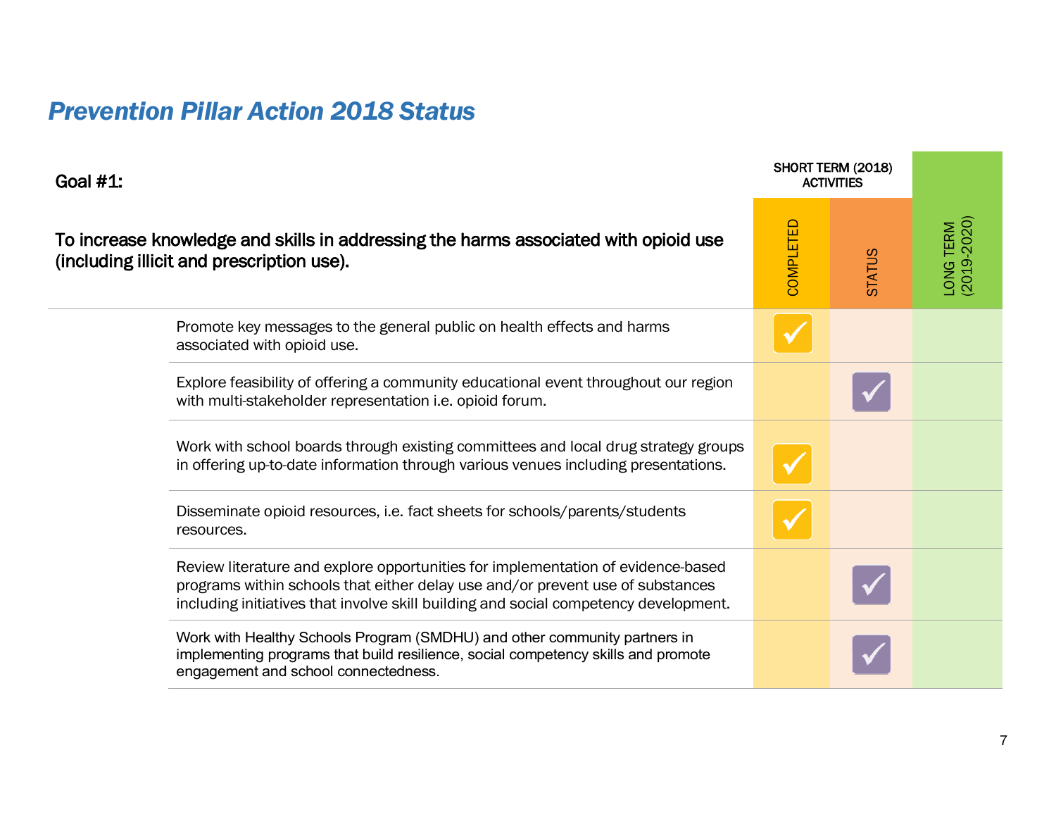## *Prevention Pillar Action 2018 Status*

| Goal #1: To increase knowledge and skills in addressing the harms associated with opioid use (including illicit and prescription use). | SHORT TERM (2018) ACTIVITIES | | |
|---|---|---|---|
| | COMPLETED | STATUS | LONG TERM (2019-2020) |
| Promote key messages to the general public on health effects and harms associated with opioid use. | ✓ | | |
| Explore feasibility of offering a community educational event throughout our region with multi-stakeholder representation i.e. opioid forum. | | ✓ | |
| Work with school boards through existing committees and local drug strategy groups in offering up-to-date information through various venues including presentations. | ✓ | | |
| Disseminate opioid resources, i.e. fact sheets for schools/parents/students resources. | ✓ | | |
| Review literature and explore opportunities for implementation of evidence-based programs within schools that either delay use and/or prevent use of substances including initiatives that involve skill building and social competency development. | | ✓ | |
| Work with Healthy Schools Program (SMDHU) and other community partners in implementing programs that build resilience, social competency skills and promote engagement and school connectedness. | | ✓ | |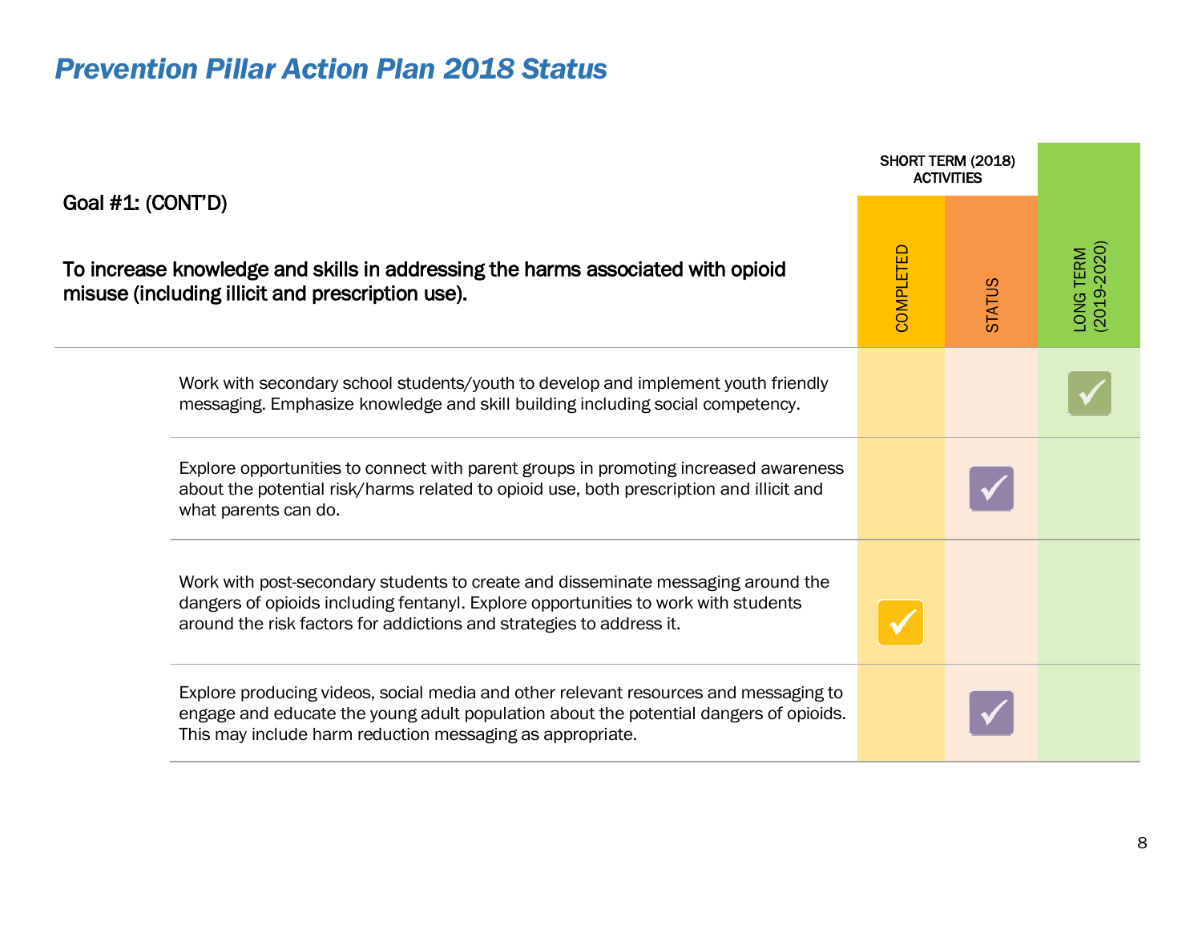# *Prevention Pillar Action Plan 2018 Status*

| Goal #1: (CONT'D) To increase knowledge and skills in addressing the harms associated with opioid misuse (including illicit and prescription use). | SHORT TERM (2018) ACTIVITIES | | |
|---|---|---|---|
| | COMPLETED | STATUS | LONG TERM (2019-2020) |
| Work with secondary school students/youth to develop and implement youth friendly messaging. Emphasize knowledge and skill building including social competency. | | | ✓ |
| Explore opportunities to connect with parent groups in promoting increased awareness about the potential risk/harms related to opioid use, both prescription and illicit and what parents can do. | | ✓ | |
| Work with post-secondary students to create and disseminate messaging around the dangers of opioids including fentanyl. Explore opportunities to work with students around the risk factors for addictions and strategies to address it. | ✓ | | |
| Explore producing videos, social media and other relevant resources and messaging to engage and educate the young adult population about the potential dangers of opioids. This may include harm reduction messaging as appropriate. | | ✓ | |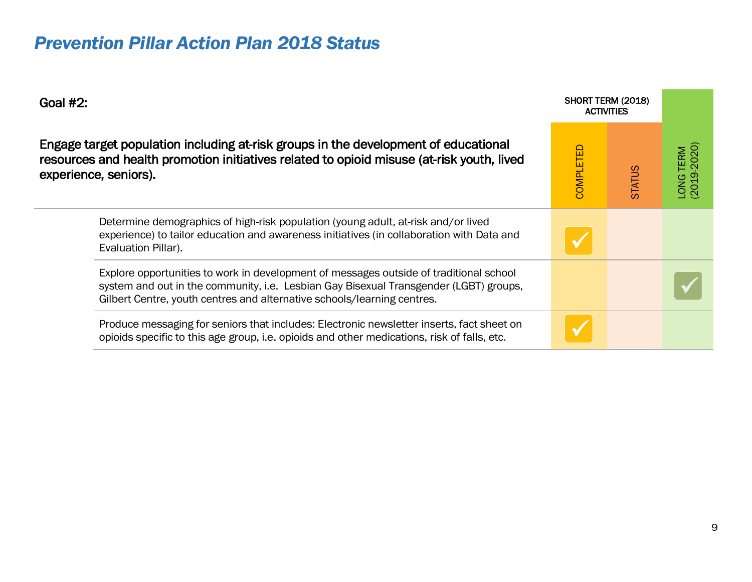# *Prevention Pillar Action Plan 2018 Status*

| Goal #2: Engage target population including at-risk groups in the development of educational resources and health promotion initiatives related to opioid misuse (at-risk youth, lived experience, seniors). | SHORT TERM (2018) ACTIVITIES | | |
|---|---|---|---|
| | COMPLETED | STATUS | LONG TERM (2019-2020) |
| Determine demographics of high-risk population (young adult, at-risk and/or lived experience) to tailor education and awareness initiatives (in collaboration with Data and Evaluation Pillar). | ✓ | | |
| Explore opportunities to work in development of messages outside of traditional school system and out in the community, i.e. Lesbian Gay Bisexual Transgender (LGBT) groups, Gilbert Centre, youth centres and alternative schools/learning centres. | | | ✓ |
| Produce messaging for seniors that includes: Electronic newsletter inserts, fact sheet on opioids specific to this age group, i.e. opioids and other medications, risk of falls, etc. | ✓ | | |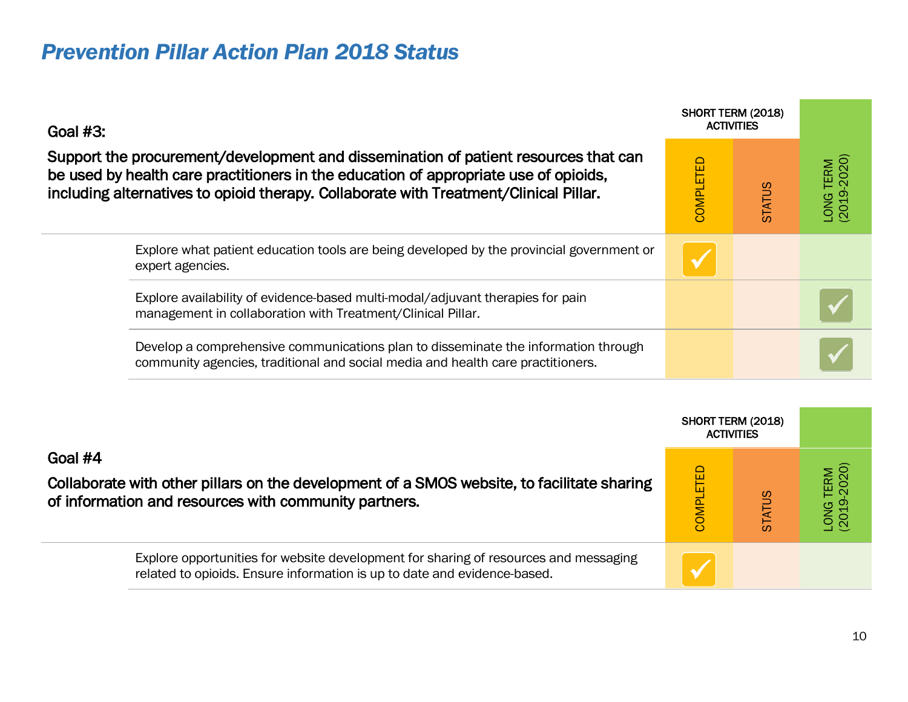## *Prevention Pillar Action Plan 2018 Status*

| Goal #3: Support the procurement/development and dissemination of patient resources that can be used by health care practitioners in the education of appropriate use of opioids, including alternatives to opioid therapy. Collaborate with Treatment/Clinical Pillar. | SHORT TERM (2018) ACTIVITIES | | LONG TERM (2019-2020) |
|---|---|---|---|
| | COMPLETED | STATUS | |
| Explore what patient education tools are being developed by the provincial government or expert agencies. | ✓ | | |
| Explore availability of evidence-based multi-modal/adjuvant therapies for pain management in collaboration with Treatment/Clinical Pillar. | | | ✓ |
| Develop a comprehensive communications plan to disseminate the information through community agencies, traditional and social media and health care practitioners. | | | ✓ |

| Goal #4 Collaborate with other pillars on the development of a SMOS website, to facilitate sharing of information and resources with community partners. | SHORT TERM (2018) ACTIVITIES | | LONG TERM (2019-2020) |
|---|---|---|---|
| | COMPLETED | STATUS | |
| Explore opportunities for website development for sharing of resources and messaging related to opioids. Ensure information is up to date and evidence-based. | ✓ | | |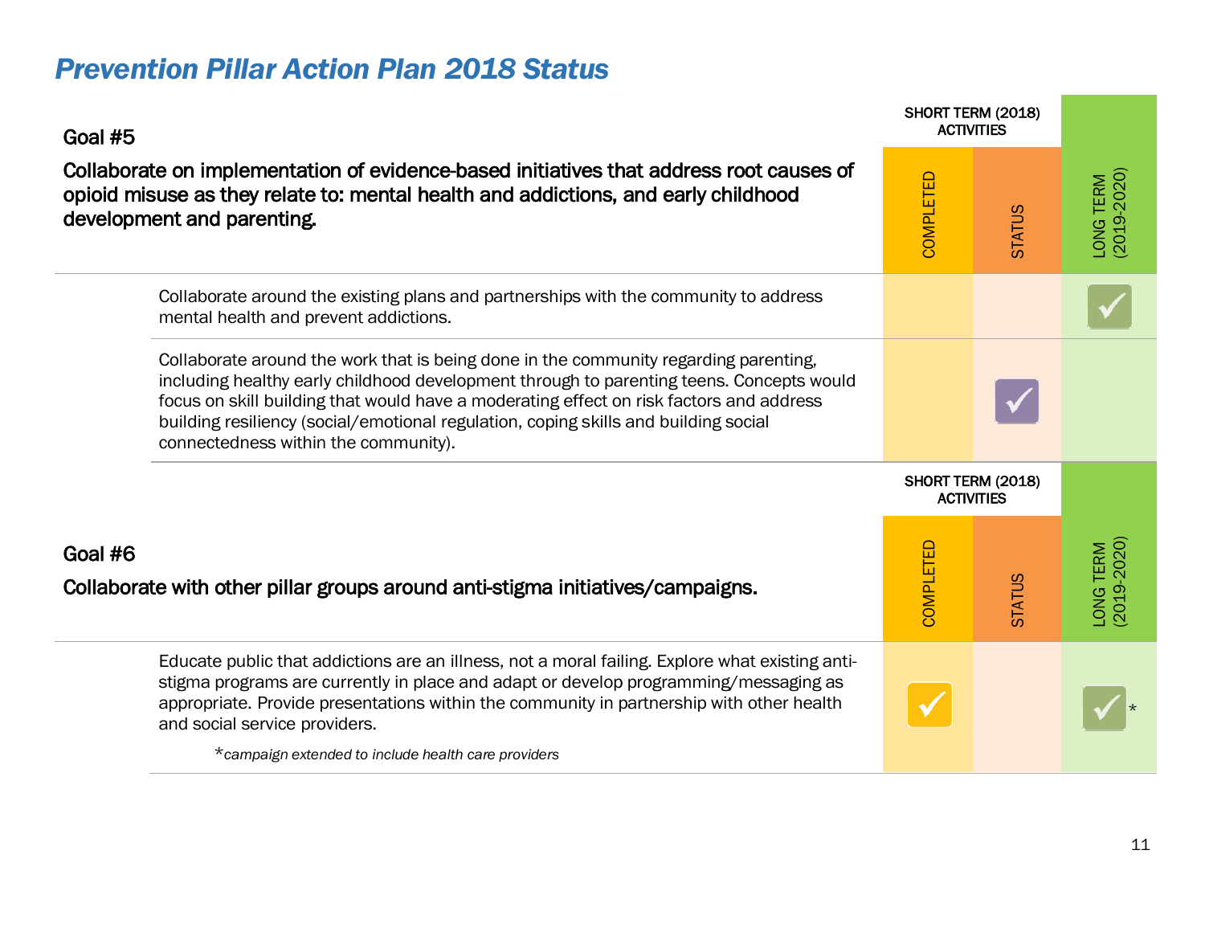## Prevention Pillar Action Plan 2018 Status

| Goal #5<br><br>**Collaborate on implementation of evidence-based initiatives that address root causes of opioid misuse as they relate to: mental health and addictions, and early childhood development and parenting.** | SHORT TERM (2018) ACTIVITIES | | |
|---|---|---|---|
| | COMPLETED | STATUS | LONG TERM (2019-2020) |
| Collaborate around the existing plans and partnerships with the community to address mental health and prevent addictions. | | | ✓ |
| Collaborate around the work that is being done in the community regarding parenting, including healthy early childhood development through to parenting teens. Concepts would focus on skill building that would have a moderating effect on risk factors and address building resiliency (social/emotional regulation, coping skills and building social connectedness within the community). | | ✓ | |

| Goal #6<br><br>**Collaborate with other pillar groups around anti-stigma initiatives/campaigns.** | SHORT TERM (2018) ACTIVITIES | | |
|---|---|---|---|
| | COMPLETED | STATUS | LONG TERM (2019-2020) |
| Educate public that addictions are an illness, not a moral failing. Explore what existing anti-stigma programs are currently in place and adapt or develop programming/messaging as appropriate. Provide presentations within the community in partnership with other health and social service providers.<br><br>**campaign extended to include health care providers* | ✓ | | ✓* |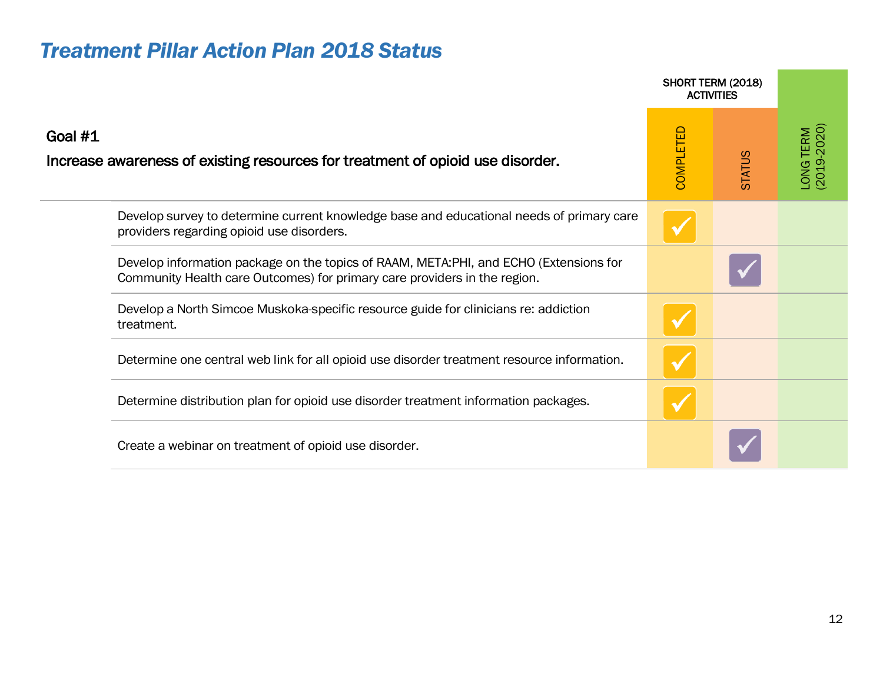## *Treatment Pillar Action Plan 2018 Status*

| Goal #1<br>Increase awareness of existing resources for treatment of opioid use disorder. | SHORT TERM (2018) ACTIVITIES | | LONG TERM (2019-2020) |
|---|---|---|---|
| | COMPLETED | STATUS | |
| Develop survey to determine current knowledge base and educational needs of primary care providers regarding opioid use disorders. | ✓ | | |
| Develop information package on the topics of RAAM, META:PHI, and ECHO (Extensions for Community Health care Outcomes) for primary care providers in the region. | | ✓ | |
| Develop a North Simcoe Muskoka-specific resource guide for clinicians re: addiction treatment. | ✓ | | |
| Determine one central web link for all opioid use disorder treatment resource information. | ✓ | | |
| Determine distribution plan for opioid use disorder treatment information packages. | ✓ | | |
| Create a webinar on treatment of opioid use disorder. | | ✓ | |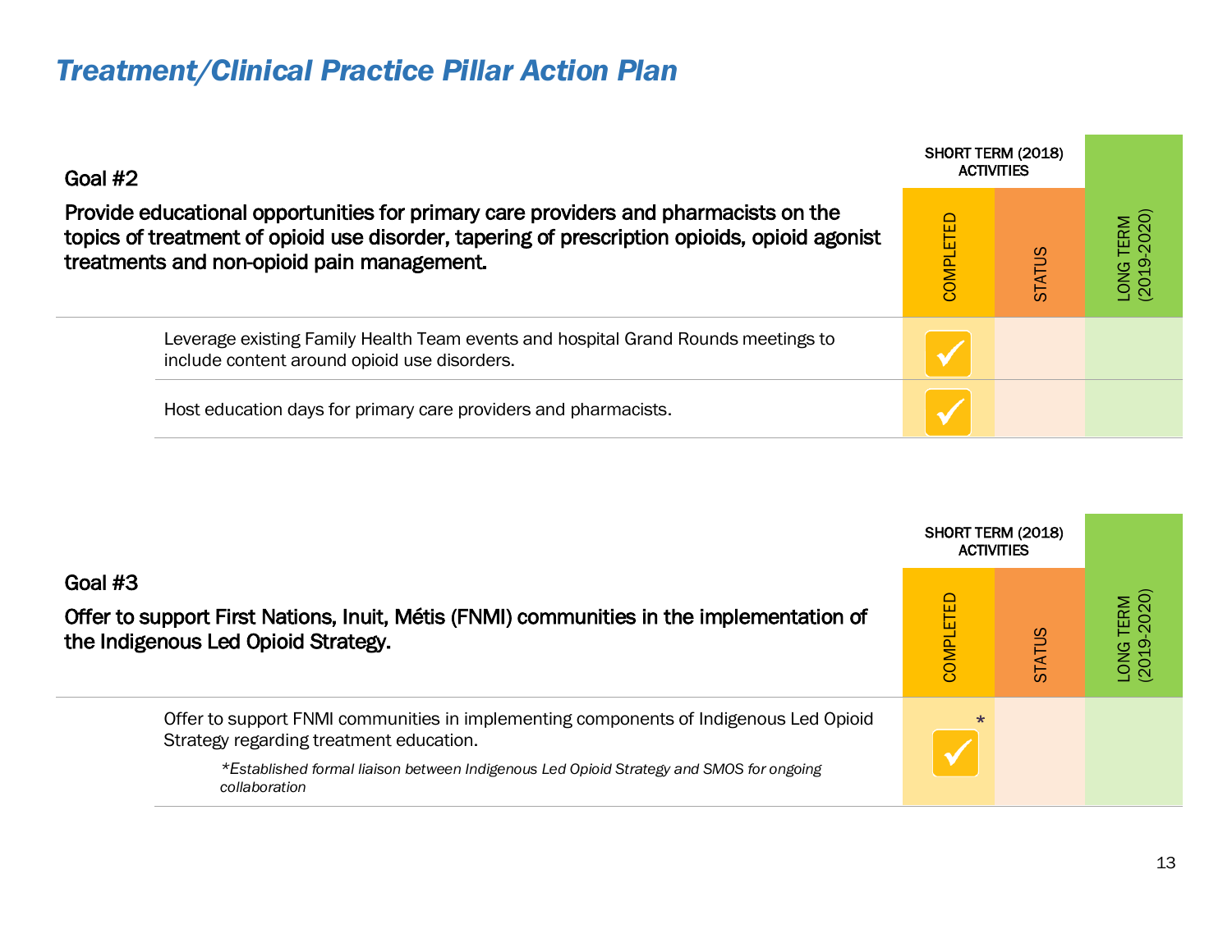## Treatment/Clinical Practice Pillar Action Plan

### Goal #2

**Provide educational opportunities for primary care providers and pharmacists on the topics of treatment of opioid use disorder, tapering of prescription opioids, opioid agonist treatments and non-opioid pain management.**

| | SHORT TERM (2018) ACTIVITIES | | |
|---|---|---|---|
| | COMPLETED | STATUS | LONG TERM (2019-2020) |
| Leverage existing Family Health Team events and hospital Grand Rounds meetings to include content around opioid use disorders. | ✓ | | |
| Host education days for primary care providers and pharmacists. | ✓ | | |

### Goal #3

**Offer to support First Nations, Inuit, Métis (FNMI) communities in the implementation of the Indigenous Led Opioid Strategy.**

| | SHORT TERM (2018) ACTIVITIES | | |
|---|---|---|---|
| | COMPLETED | STATUS | LONG TERM (2019-2020) |
| Offer to support FNMI communities in implementing components of Indigenous Led Opioid Strategy regarding treatment education. *\*Established formal liaison between Indigenous Led Opioid Strategy and SMOS for ongoing collaboration* | ✓* | | |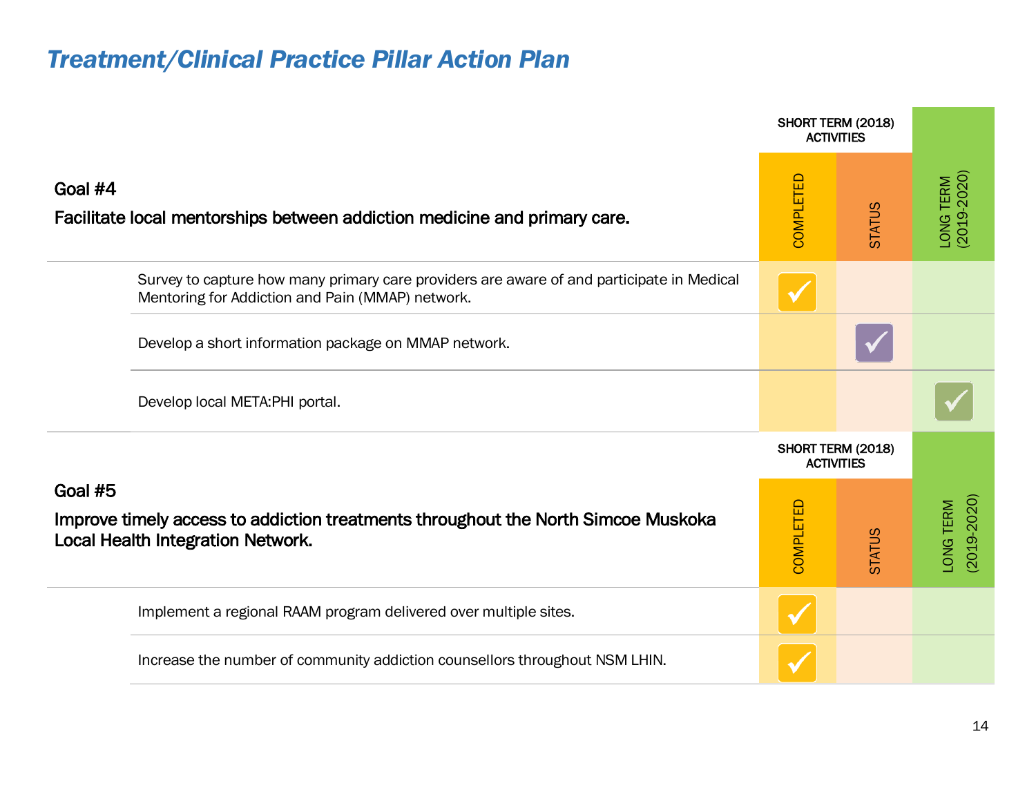## *Treatment/Clinical Practice Pillar Action Plan*

| Goal #4<br>Facilitate local mentorships between addiction medicine and primary care. | SHORT TERM (2018) ACTIVITIES<br>COMPLETED | STATUS | LONG TERM (2019-2020) |
|---|---|---|---|
| Survey to capture how many primary care providers are aware of and participate in Medical Mentoring for Addiction and Pain (MMAP) network. | ✓ | | |
| Develop a short information package on MMAP network. | | ✓ | |
| Develop local META:PHI portal. | | | ✓ |

| Goal #5<br>Improve timely access to addiction treatments throughout the North Simcoe Muskoka Local Health Integration Network. | SHORT TERM (2018) ACTIVITIES<br>COMPLETED | STATUS | LONG TERM (2019-2020) |
|---|---|---|---|
| Implement a regional RAAM program delivered over multiple sites. | ✓ | | |
| Increase the number of community addiction counsellors throughout NSM LHIN. | ✓ | | |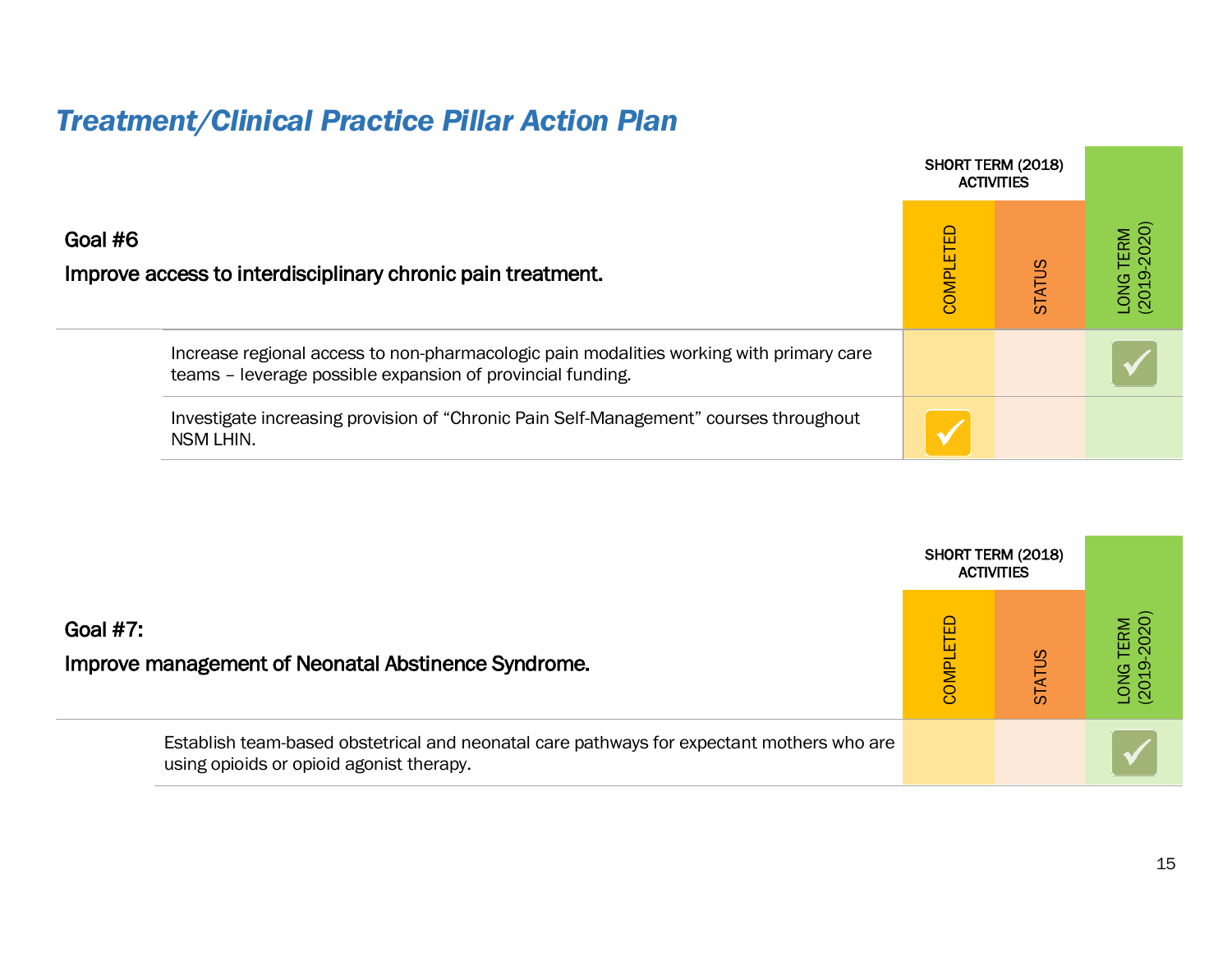## *Treatment/Clinical Practice Pillar Action Plan*

| Goal #6<br>Improve access to interdisciplinary chronic pain treatment. | SHORT TERM (2018) ACTIVITIES | | LONG TERM (2019-2020) |
|---|---|---|---|
| | COMPLETED | STATUS | |
| Increase regional access to non-pharmacologic pain modalities working with primary care teams – leverage possible expansion of provincial funding. | | | ✓ |
| Investigate increasing provision of "Chronic Pain Self-Management" courses throughout NSM LHIN. | ✓ | | |

| Goal #7:<br>Improve management of Neonatal Abstinence Syndrome. | SHORT TERM (2018) ACTIVITIES | | LONG TERM (2019-2020) |
|---|---|---|---|
| | COMPLETED | STATUS | |
| Establish team-based obstetrical and neonatal care pathways for expectant mothers who are using opioids or opioid agonist therapy. | | | ✓ |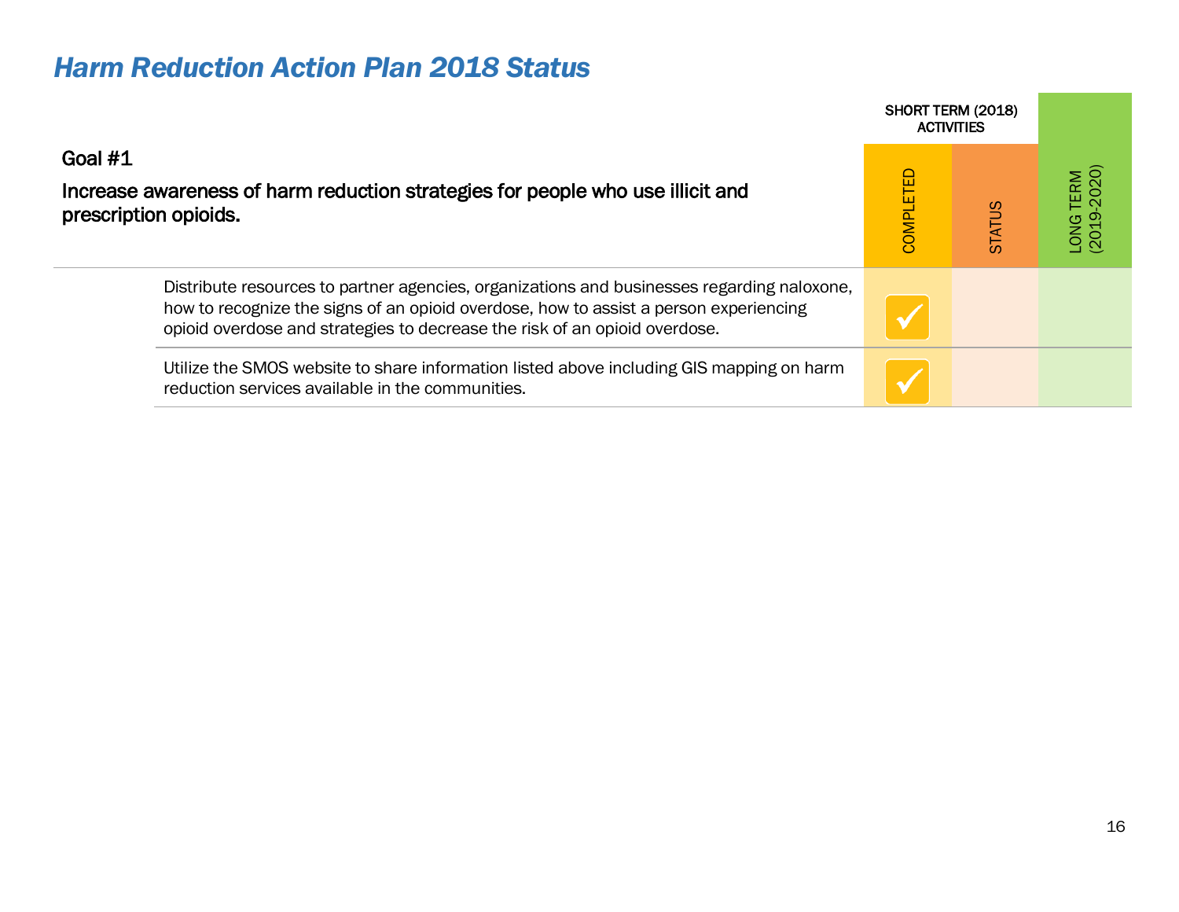# *Harm Reduction Action Plan 2018 Status*

## Goal #1

**Increase awareness of harm reduction strategies for people who use illicit and prescription opioids.**

| | SHORT TERM (2018) ACTIVITIES | | LONG TERM (2019-2020) |
|---|---|---|---|
| | COMPLETED | STATUS | |
| Distribute resources to partner agencies, organizations and businesses regarding naloxone, how to recognize the signs of an opioid overdose, how to assist a person experiencing opioid overdose and strategies to decrease the risk of an opioid overdose. | ✓ | | |
| Utilize the SMOS website to share information listed above including GIS mapping on harm reduction services available in the communities. | ✓ | | |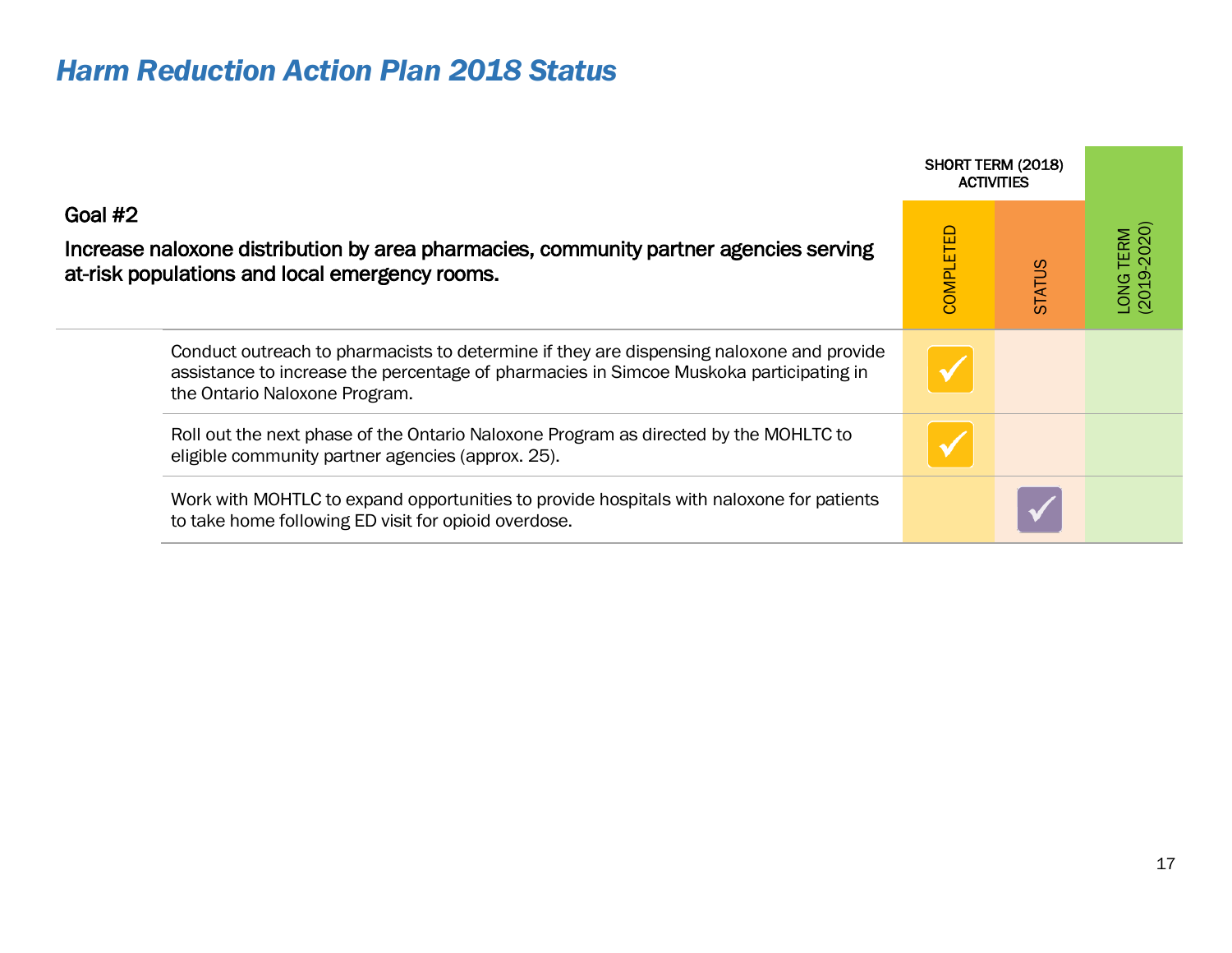## *Harm Reduction Action Plan 2018 Status*

| Goal #2<br><br>**Increase naloxone distribution by area pharmacies, community partner agencies serving at-risk populations and local emergency rooms.** | SHORT TERM (2018) ACTIVITIES<br>COMPLETED | STATUS | LONG TERM (2019-2020) |
|---|---|---|---|
| Conduct outreach to pharmacists to determine if they are dispensing naloxone and provide assistance to increase the percentage of pharmacies in Simcoe Muskoka participating in the Ontario Naloxone Program. | ✓ | | |
| Roll out the next phase of the Ontario Naloxone Program as directed by the MOHLTC to eligible community partner agencies (approx. 25). | ✓ | | |
| Work with MOHTLC to expand opportunities to provide hospitals with naloxone for patients to take home following ED visit for opioid overdose. | | ✓ | |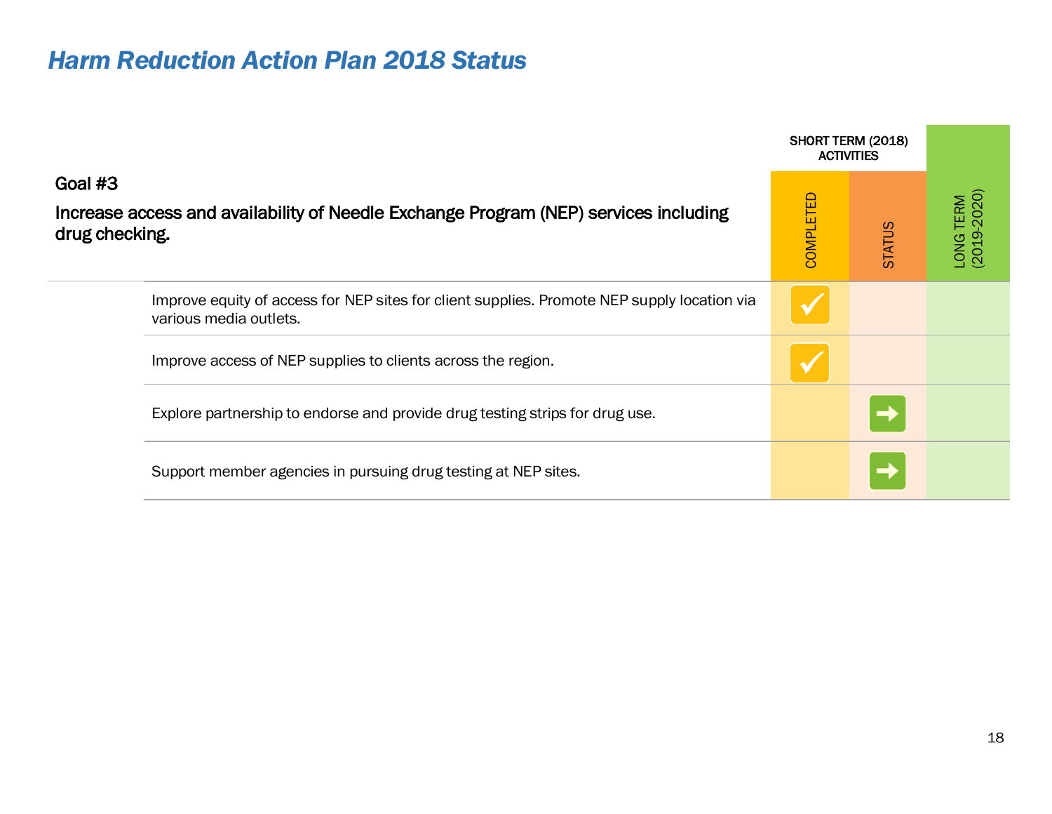## *Harm Reduction Action Plan 2018 Status*

**Goal #3**

**Increase access and availability of Needle Exchange Program (NEP) services including drug checking.**

| | SHORT TERM (2018) ACTIVITIES | | |
|---|---|---|---|
| | COMPLETED | STATUS | LONG TERM (2019-2020) |
| Improve equity of access for NEP sites for client supplies. Promote NEP supply location via various media outlets. | ✓ | | |
| Improve access of NEP supplies to clients across the region. | ✓ | | |
| Explore partnership to endorse and provide drug testing strips for drug use. | | ➡ | |
| Support member agencies in pursuing drug testing at NEP sites. | | ➡ | |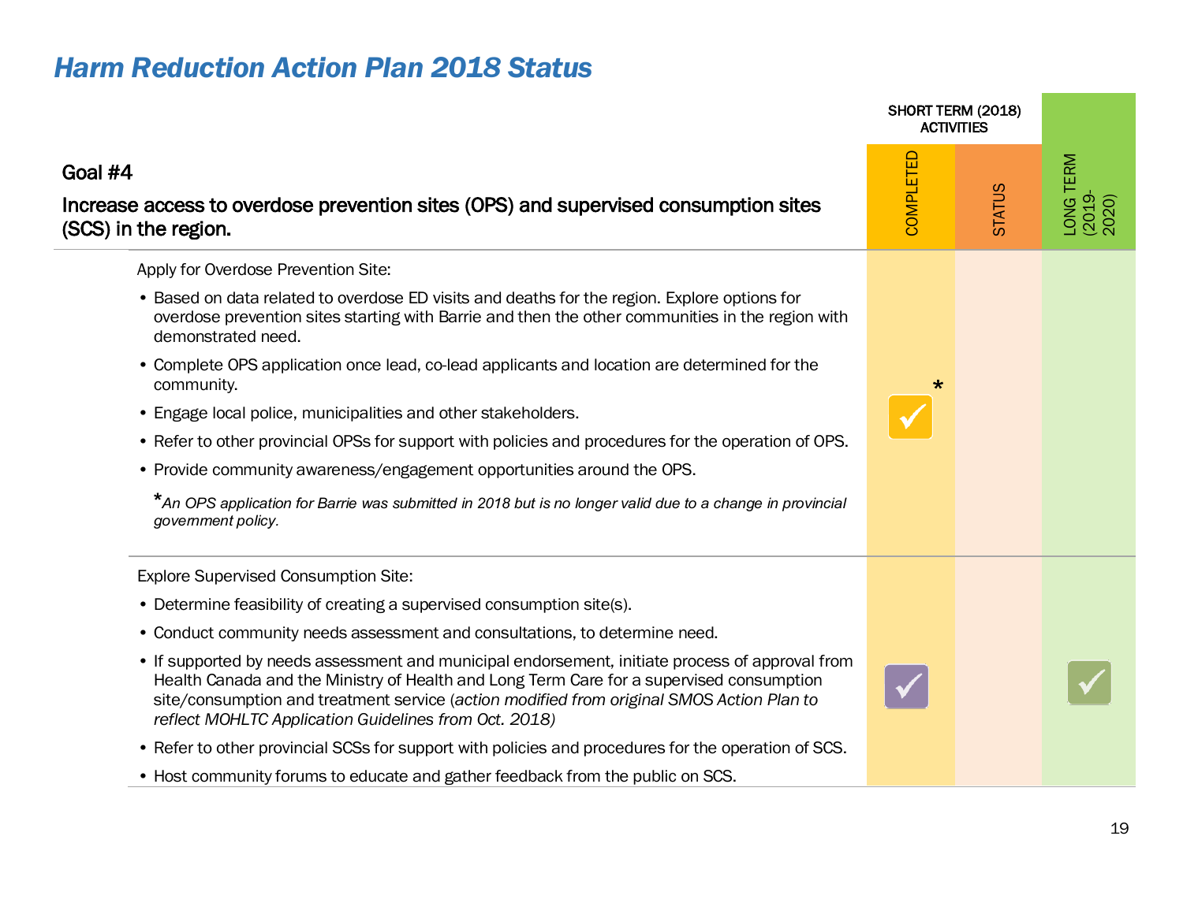## Harm Reduction Action Plan 2018 Status

| Goal #4<br><br>**Increase access to overdose prevention sites (OPS) and supervised consumption sites (SCS) in the region.** | SHORT TERM (2018) ACTIVITIES: COMPLETED | SHORT TERM (2018) ACTIVITIES: STATUS | LONG TERM (2019-2020) |
|---|---|---|---|
| Apply for Overdose Prevention Site:<br>• Based on data related to overdose ED visits and deaths for the region. Explore options for overdose prevention sites starting with Barrie and then the other communities in the region with demonstrated need.<br>• Complete OPS application once lead, co-lead applicants and location are determined for the community.<br>• Engage local police, municipalities and other stakeholders.<br>• Refer to other provincial OPSs for support with policies and procedures for the operation of OPS.<br>• Provide community awareness/engagement opportunities around the OPS.<br>**\****An OPS application for Barrie was submitted in 2018 but is no longer valid due to a change in provincial government policy.* | ✓* | | |
| Explore Supervised Consumption Site:<br>• Determine feasibility of creating a supervised consumption site(s).<br>• Conduct community needs assessment and consultations, to determine need.<br>• If supported by needs assessment and municipal endorsement, initiate process of approval from Health Canada and the Ministry of Health and Long Term Care for a supervised consumption site/consumption and treatment service (*action modified from original SMOS Action Plan to reflect MOHLTC Application Guidelines from Oct. 2018)*<br>• Refer to other provincial SCSs for support with policies and procedures for the operation of SCS.<br>• Host community forums to educate and gather feedback from the public on SCS. | ✓ | | ✓ |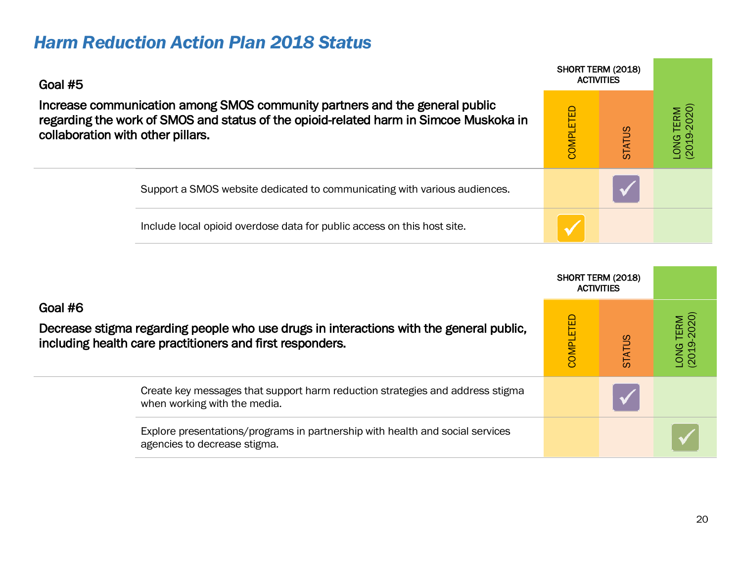## *Harm Reduction Action Plan 2018 Status*

| Goal #5 | SHORT TERM (2018) ACTIVITIES | | |
|---|---|---|---|
| **Increase communication among SMOS community partners and the general public regarding the work of SMOS and status of the opioid-related harm in Simcoe Muskoka in collaboration with other pillars.** | COMPLETED | STATUS | LONG TERM (2019-2020) |
| Support a SMOS website dedicated to communicating with various audiences. | | ✓ | |
| Include local opioid overdose data for public access on this host site. | ✓ | | |

| Goal #6 | SHORT TERM (2018) ACTIVITIES | | |
|---|---|---|---|
| **Decrease stigma regarding people who use drugs in interactions with the general public, including health care practitioners and first responders.** | COMPLETED | STATUS | LONG TERM (2019-2020) |
| Create key messages that support harm reduction strategies and address stigma when working with the media. | | ✓ | |
| Explore presentations/programs in partnership with health and social services agencies to decrease stigma. | | | ✓ |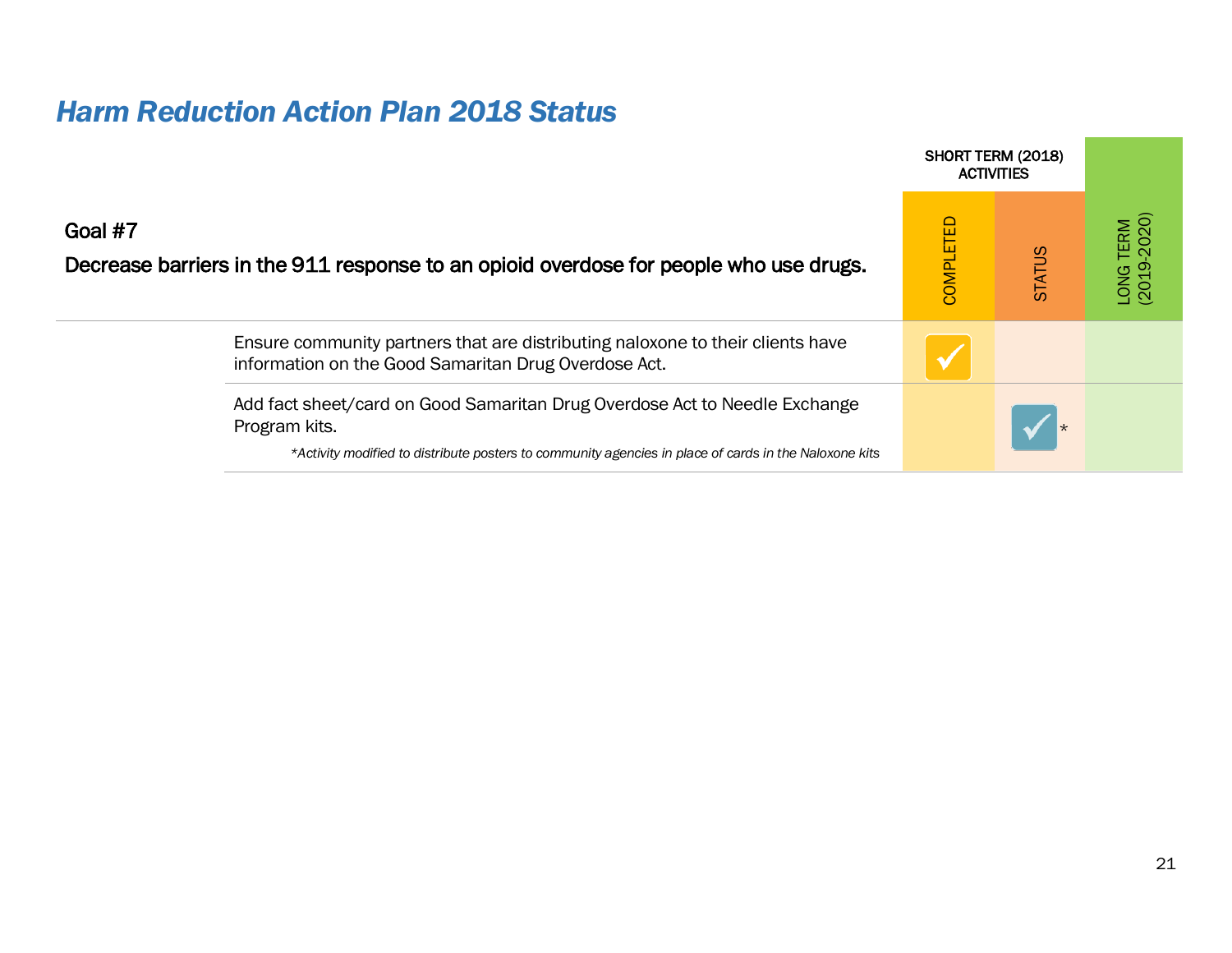# *Harm Reduction Action Plan 2018 Status*

| Goal #7<br>Decrease barriers in the 911 response to an opioid overdose for people who use drugs. | SHORT TERM (2018) ACTIVITIES<br>COMPLETED | <br>STATUS | LONG TERM (2019-2020) |
|---|---|---|---|
| Ensure community partners that are distributing naloxone to their clients have information on the Good Samaritan Drug Overdose Act. | ✓ | | |
| Add fact sheet/card on Good Samaritan Drug Overdose Act to Needle Exchange Program kits.<br>*\*Activity modified to distribute posters to community agencies in place of cards in the Naloxone kits* | | ✓* | |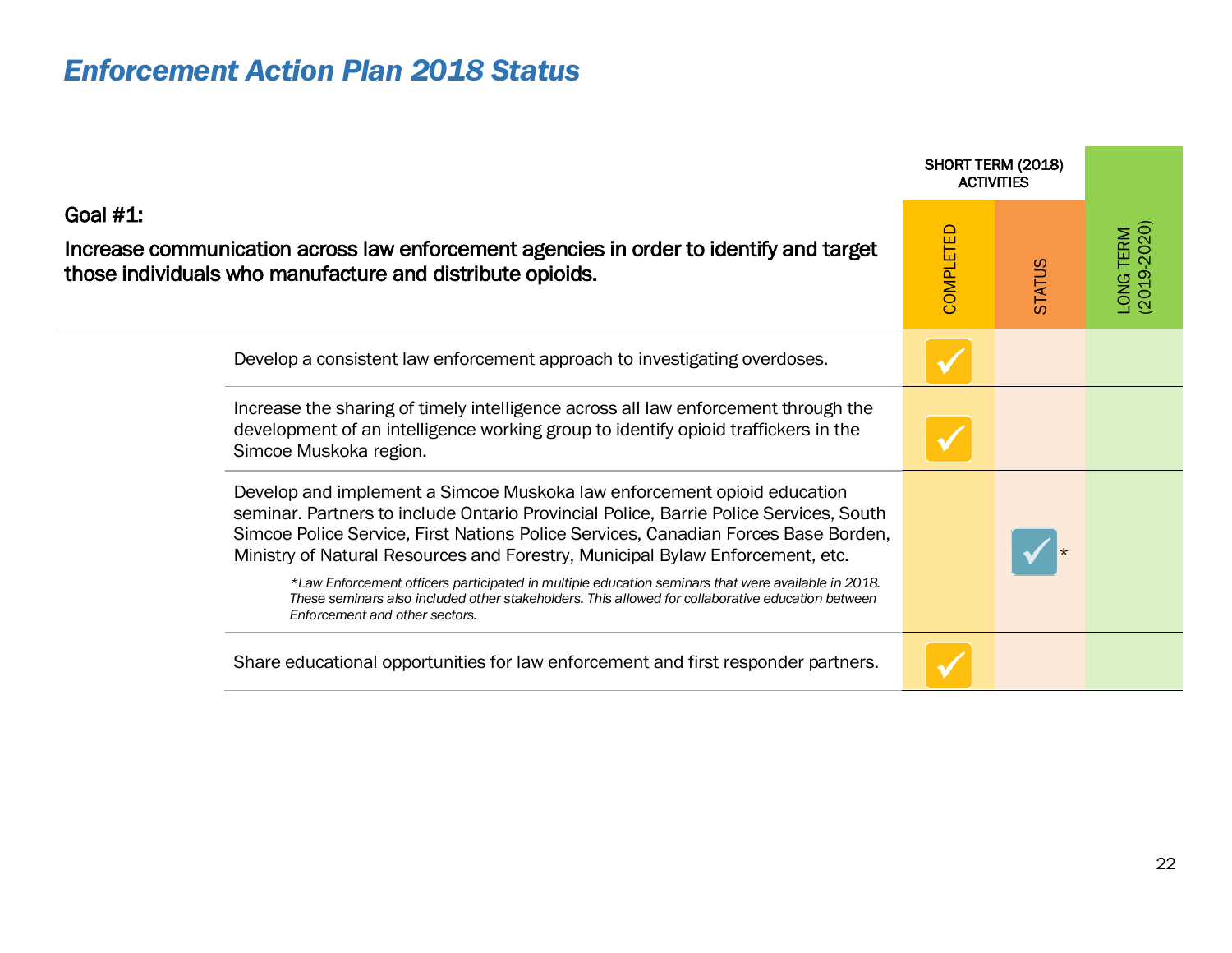## Enforcement Action Plan 2018 Status

**Goal #1:**

**Increase communication across law enforcement agencies in order to identify and target those individuals who manufacture and distribute opioids.**

| | SHORT TERM (2018) ACTIVITIES | | |
|---|---|---|---|
| | COMPLETED | STATUS | LONG TERM (2019-2020) |
| Develop a consistent law enforcement approach to investigating overdoses. | ✓ | | |
| Increase the sharing of timely intelligence across all law enforcement through the development of an intelligence working group to identify opioid traffickers in the Simcoe Muskoka region. | ✓ | | |
| Develop and implement a Simcoe Muskoka law enforcement opioid education seminar. Partners to include Ontario Provincial Police, Barrie Police Services, South Simcoe Police Service, First Nations Police Services, Canadian Forces Base Borden, Ministry of Natural Resources and Forestry, Municipal Bylaw Enforcement, etc. *\*Law Enforcement officers participated in multiple education seminars that were available in 2018. These seminars also included other stakeholders. This allowed for collaborative education between Enforcement and other sectors.* | | ✓* | |
| Share educational opportunities for law enforcement and first responder partners. | ✓ | | |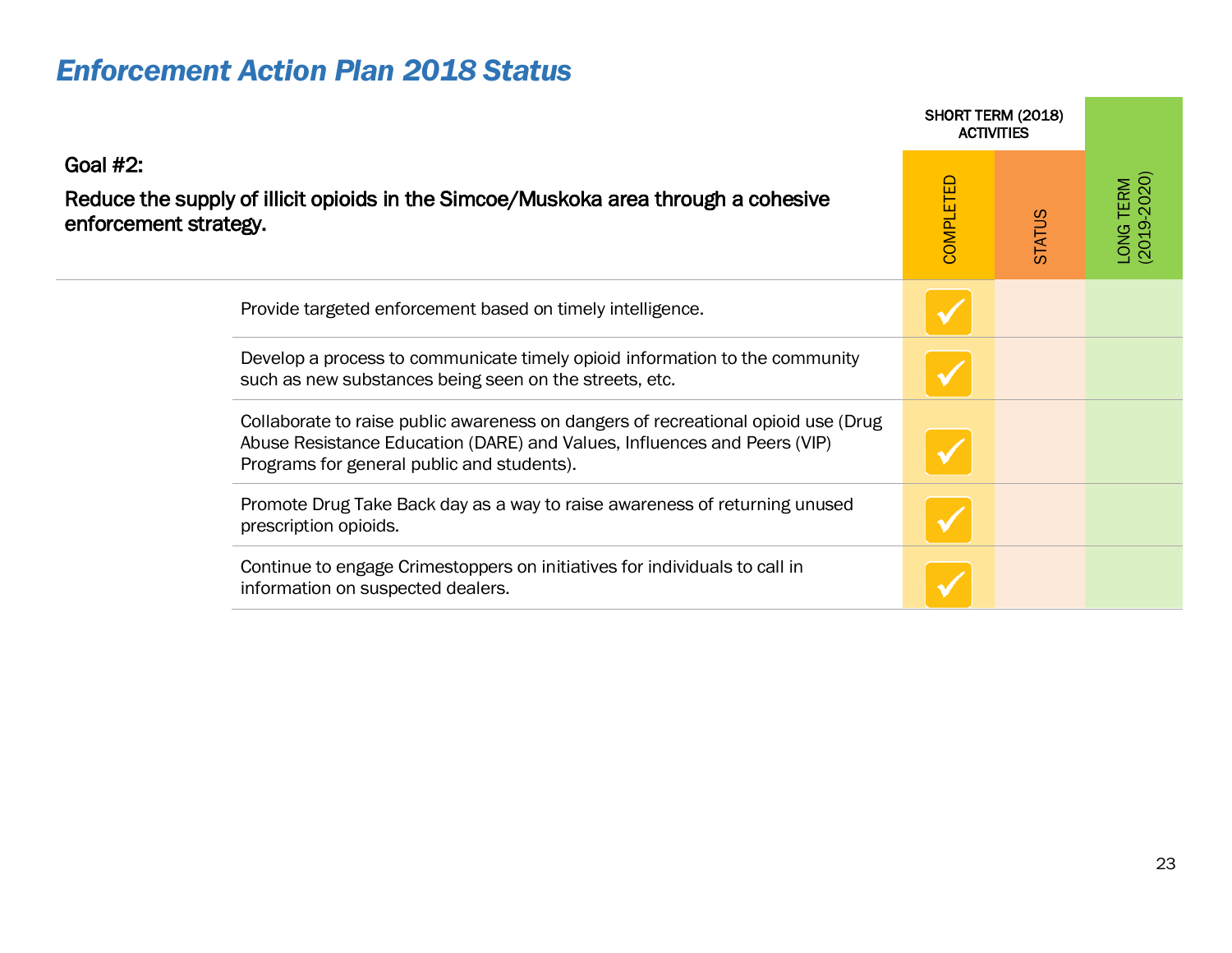## *Enforcement Action Plan 2018 Status*

| Goal #2: Reduce the supply of illicit opioids in the Simcoe/Muskoka area through a cohesive enforcement strategy. | SHORT TERM (2018) ACTIVITIES | | |
|---|---|---|---|
| | COMPLETED | STATUS | LONG TERM (2019-2020) |
| Provide targeted enforcement based on timely intelligence. | ✓ | | |
| Develop a process to communicate timely opioid information to the community such as new substances being seen on the streets, etc. | ✓ | | |
| Collaborate to raise public awareness on dangers of recreational opioid use (Drug Abuse Resistance Education (DARE) and Values, Influences and Peers (VIP) Programs for general public and students). | ✓ | | |
| Promote Drug Take Back day as a way to raise awareness of returning unused prescription opioids. | ✓ | | |
| Continue to engage Crimestoppers on initiatives for individuals to call in information on suspected dealers. | ✓ | | |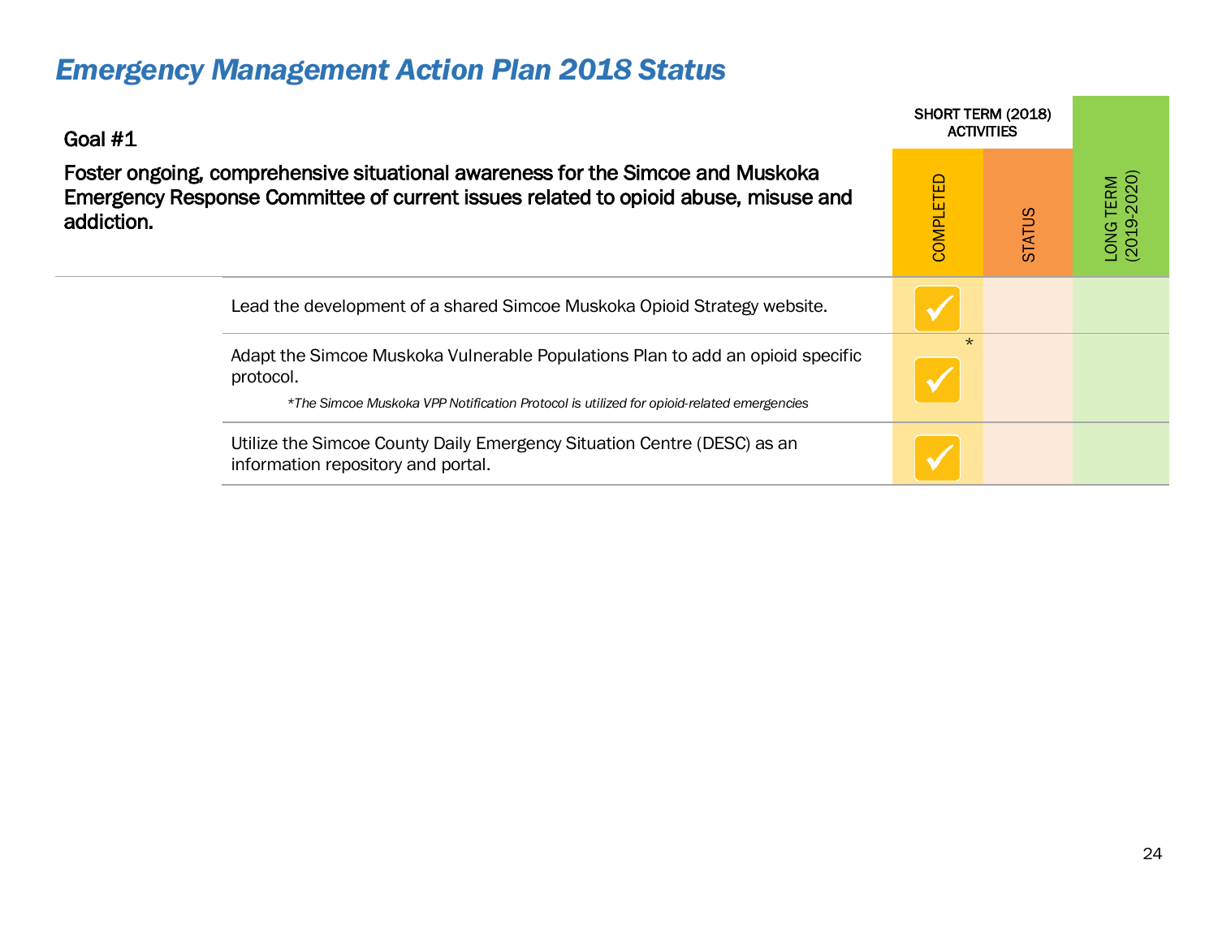# *Emergency Management Action Plan 2018 Status*

| Goal #1<br><br>Foster ongoing, comprehensive situational awareness for the Simcoe and Muskoka Emergency Response Committee of current issues related to opioid abuse, misuse and addiction. | SHORT TERM (2018) ACTIVITIES | | |
|---|---|---|---|
| | COMPLETED | STATUS | LONG TERM (2019-2020) |
| Lead the development of a shared Simcoe Muskoka Opioid Strategy website. | ✓ | | |
| Adapt the Simcoe Muskoka Vulnerable Populations Plan to add an opioid specific protocol.<br>*\*The Simcoe Muskoka VPP Notification Protocol is utilized for opioid-related emergencies* | ✓ * | | |
| Utilize the Simcoe County Daily Emergency Situation Centre (DESC) as an information repository and portal. | ✓ | | |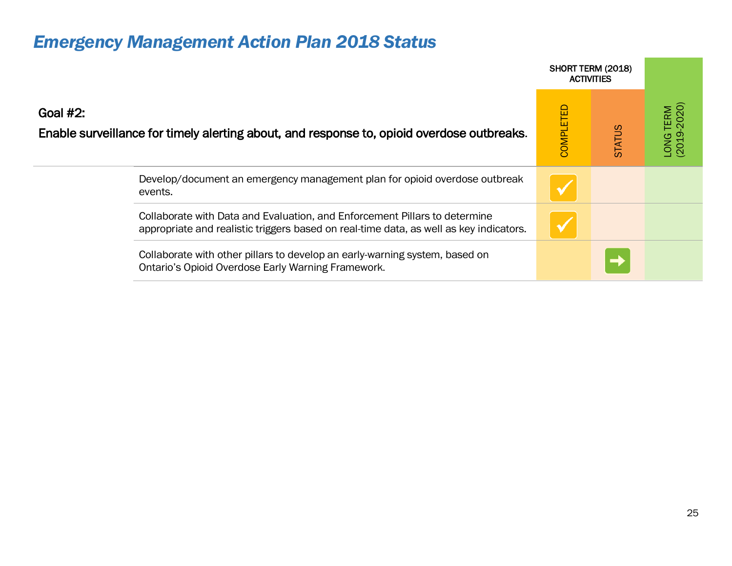## *Emergency Management Action Plan 2018 Status*

| Goal #2: Enable surveillance for timely alerting about, and response to, opioid overdose outbreaks. | SHORT TERM (2018) ACTIVITIES | | |
|---|---|---|---|
| | COMPLETED | STATUS | LONG TERM (2019-2020) |
| Develop/document an emergency management plan for opioid overdose outbreak events. | ✓ | | |
| Collaborate with Data and Evaluation, and Enforcement Pillars to determine appropriate and realistic triggers based on real-time data, as well as key indicators. | ✓ | | |
| Collaborate with other pillars to develop an early-warning system, based on Ontario's Opioid Overdose Early Warning Framework. | | ➡ | |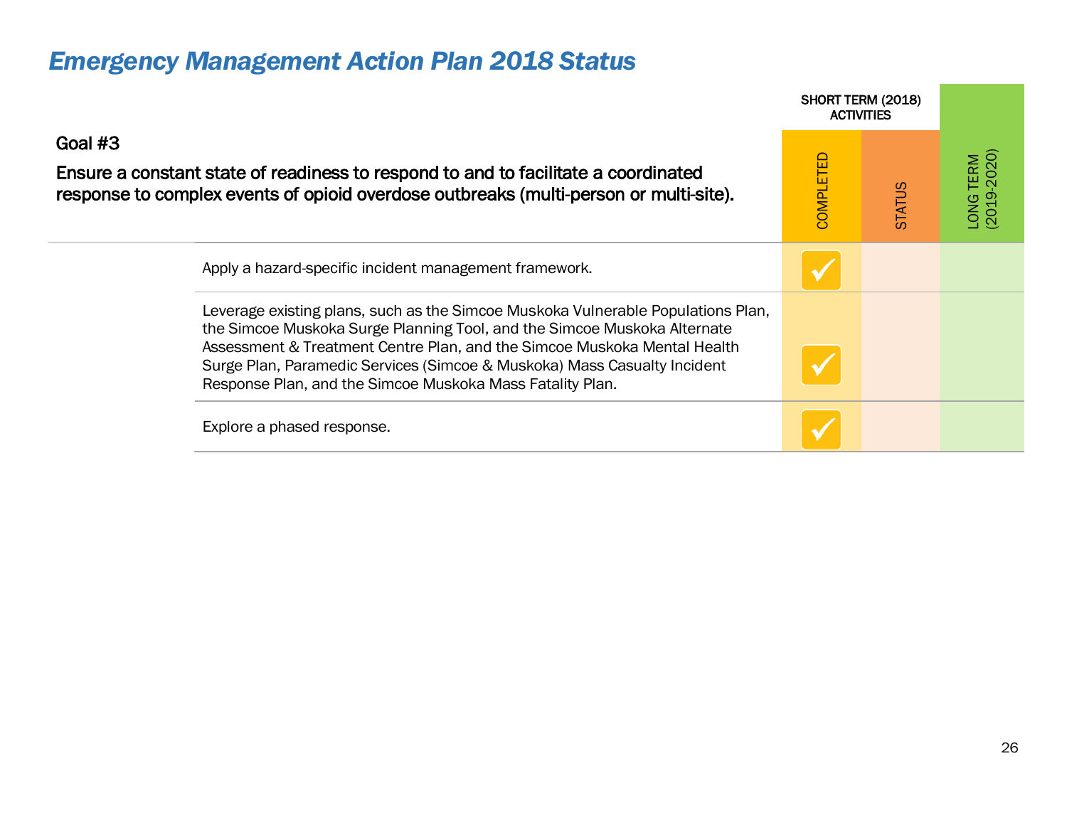# Emergency Management Action Plan 2018 Status

## Goal #3

**Ensure a constant state of readiness to respond to and to facilitate a coordinated response to complex events of opioid overdose outbreaks (multi-person or multi-site).**

| | SHORT TERM (2018) ACTIVITIES | | |
|---|---|---|---|
| | COMPLETED | STATUS | LONG TERM (2019-2020) |
| Apply a hazard-specific incident management framework. | ✓ | | |
| Leverage existing plans, such as the Simcoe Muskoka Vulnerable Populations Plan, the Simcoe Muskoka Surge Planning Tool, and the Simcoe Muskoka Alternate Assessment & Treatment Centre Plan, and the Simcoe Muskoka Mental Health Surge Plan, Paramedic Services (Simcoe & Muskoka) Mass Casualty Incident Response Plan, and the Simcoe Muskoka Mass Fatality Plan. | ✓ | | |
| Explore a phased response. | ✓ | | |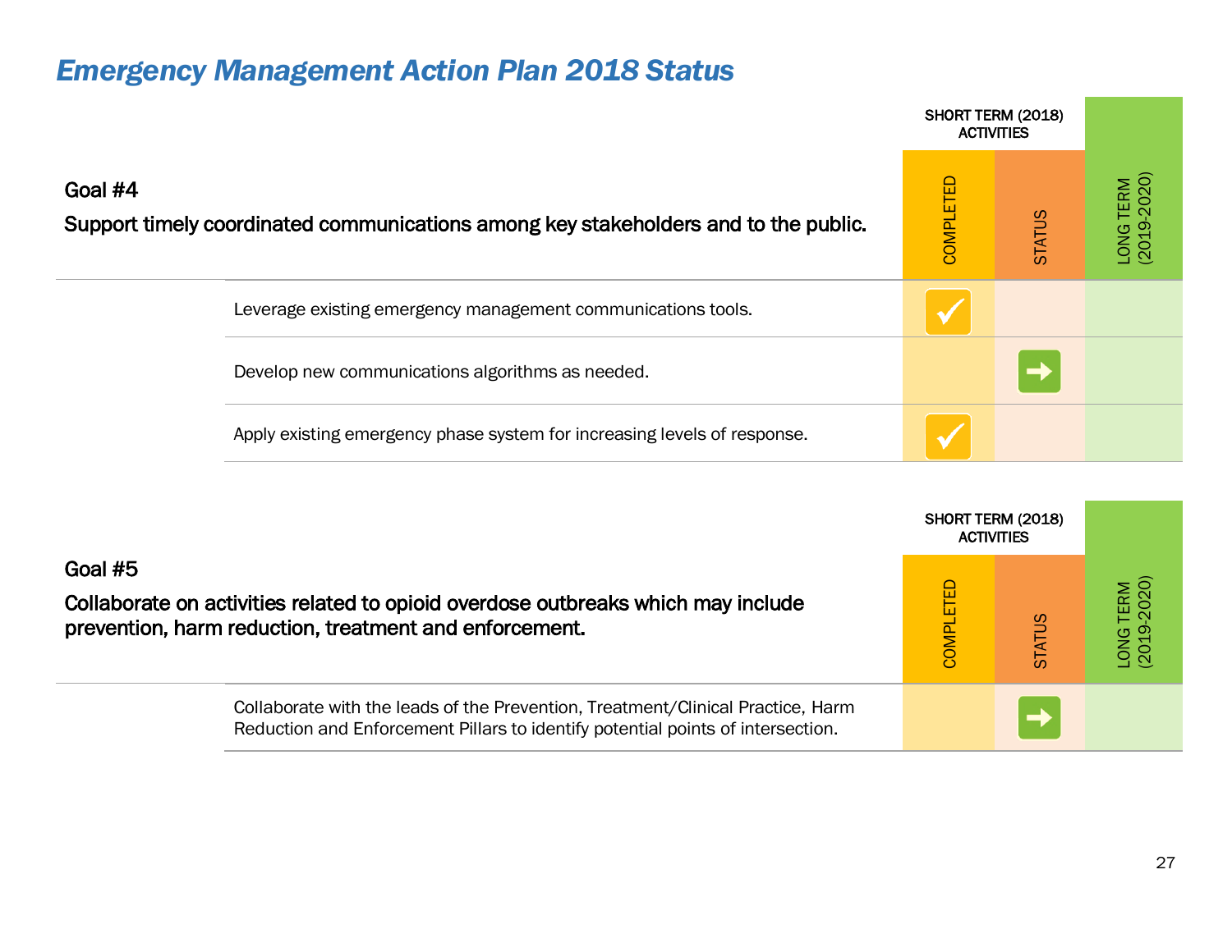## *Emergency Management Action Plan 2018 Status*

| **Goal #4**<br>**Support timely coordinated communications among key stakeholders and to the public.** | SHORT TERM (2018) ACTIVITIES: COMPLETED | SHORT TERM (2018) ACTIVITIES: STATUS | LONG TERM (2019-2020) |
|---|---|---|---|
| Leverage existing emergency management communications tools. | ✓ | | |
| Develop new communications algorithms as needed. | | ➡ | |
| Apply existing emergency phase system for increasing levels of response. | ✓ | | |

| **Goal #5**<br>**Collaborate on activities related to opioid overdose outbreaks which may include prevention, harm reduction, treatment and enforcement.** | SHORT TERM (2018) ACTIVITIES: COMPLETED | SHORT TERM (2018) ACTIVITIES: STATUS | LONG TERM (2019-2020) |
|---|---|---|---|
| Collaborate with the leads of the Prevention, Treatment/Clinical Practice, Harm Reduction and Enforcement Pillars to identify potential points of intersection. | | ➡ | |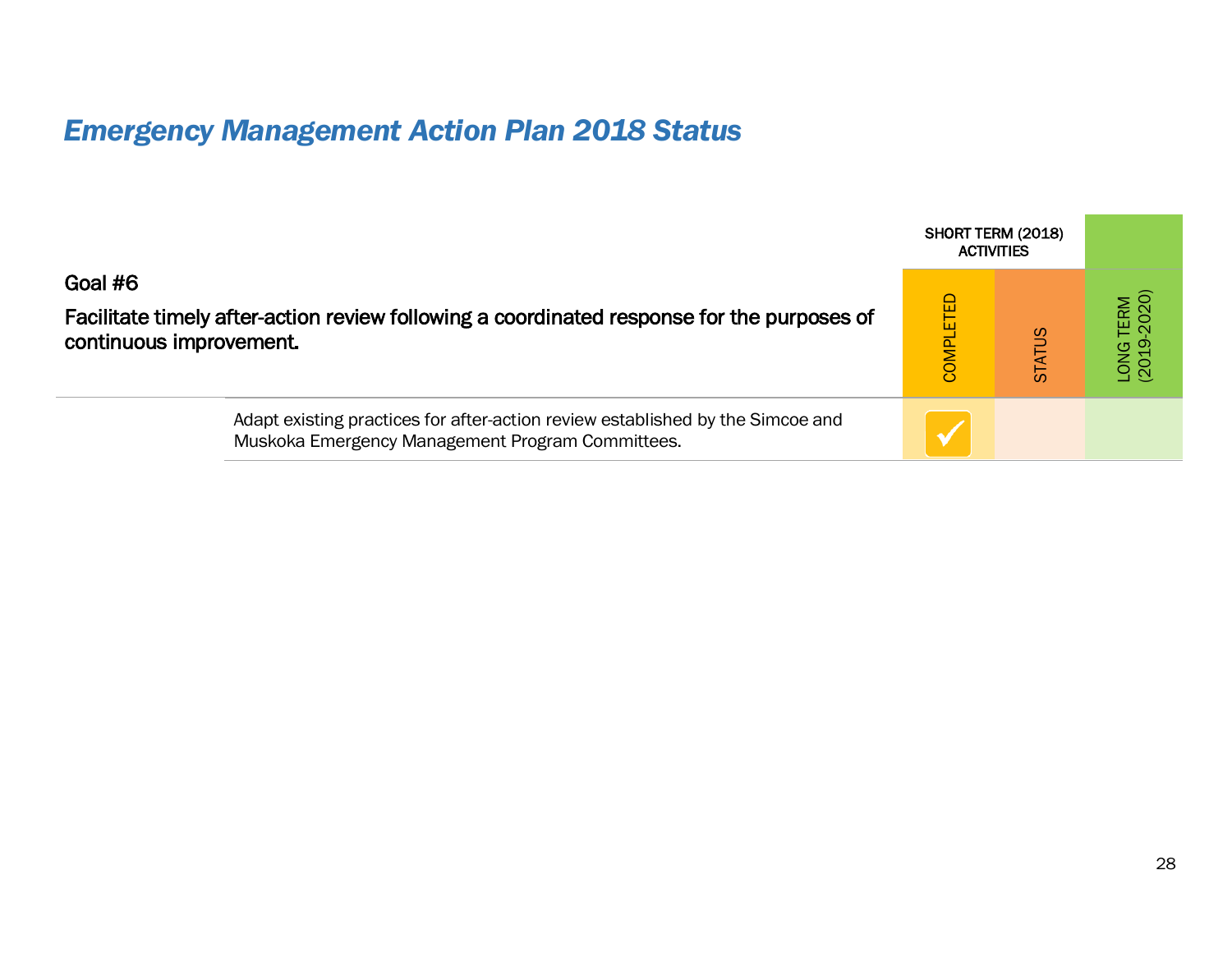## Emergency Management Action Plan 2018 Status

| | SHORT TERM (2018) ACTIVITIES | | |
|---|---|---|---|
| **Goal #6**<br>**Facilitate timely after-action review following a coordinated response for the purposes of continuous improvement.** | COMPLETED | STATUS | LONG TERM (2019-2020) |
| Adapt existing practices for after-action review established by the Simcoe and Muskoka Emergency Management Program Committees. | ✓ | | |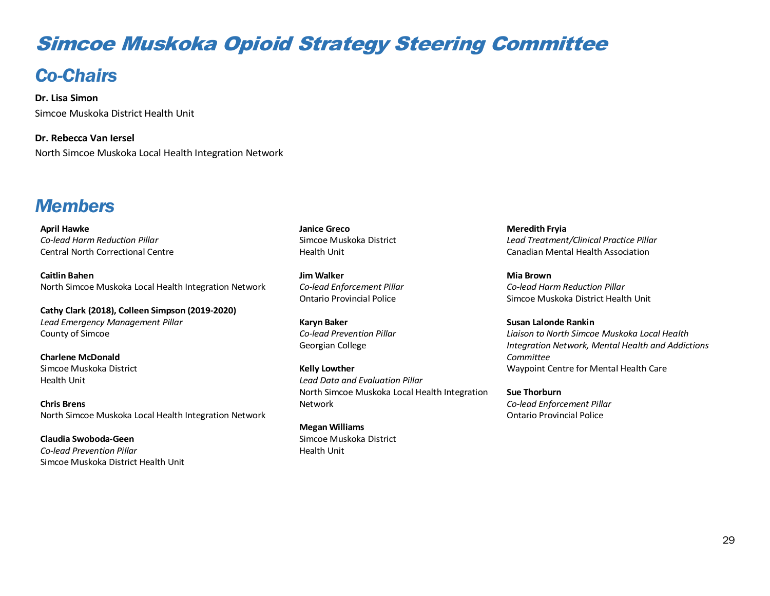# Simcoe Muskoka Opioid Strategy Steering Committee

## Co-Chairs

**Dr. Lisa Simon**
Simcoe Muskoka District Health Unit

**Dr. Rebecca Van Iersel**
North Simcoe Muskoka Local Health Integration Network

## Members

**April Hawke**
*Co-lead Harm Reduction Pillar*
Central North Correctional Centre

**Caitlin Bahen**
North Simcoe Muskoka Local Health Integration Network

**Cathy Clark (2018), Colleen Simpson (2019-2020)**
*Lead Emergency Management Pillar*
County of Simcoe

**Charlene McDonald**
Simcoe Muskoka District Health Unit

**Chris Brens**
North Simcoe Muskoka Local Health Integration Network

**Claudia Swoboda-Geen**
*Co-lead Prevention Pillar*
Simcoe Muskoka District Health Unit

**Janice Greco**
Simcoe Muskoka District Health Unit

**Jim Walker**
*Co-lead Enforcement Pillar*
Ontario Provincial Police

**Karyn Baker**
*Co-lead Prevention Pillar*
Georgian College

**Kelly Lowther**
*Lead Data and Evaluation Pillar*
North Simcoe Muskoka Local Health Integration Network

**Megan Williams**
Simcoe Muskoka District Health Unit

**Meredith Fryia**
*Lead Treatment/Clinical Practice Pillar*
Canadian Mental Health Association

**Mia Brown**
*Co-lead Harm Reduction Pillar*
Simcoe Muskoka District Health Unit

**Susan Lalonde Rankin**
*Liaison to North Simcoe Muskoka Local Health Integration Network, Mental Health and Addictions Committee*
Waypoint Centre for Mental Health Care

**Sue Thorburn**
*Co-lead Enforcement Pillar*
Ontario Provincial Police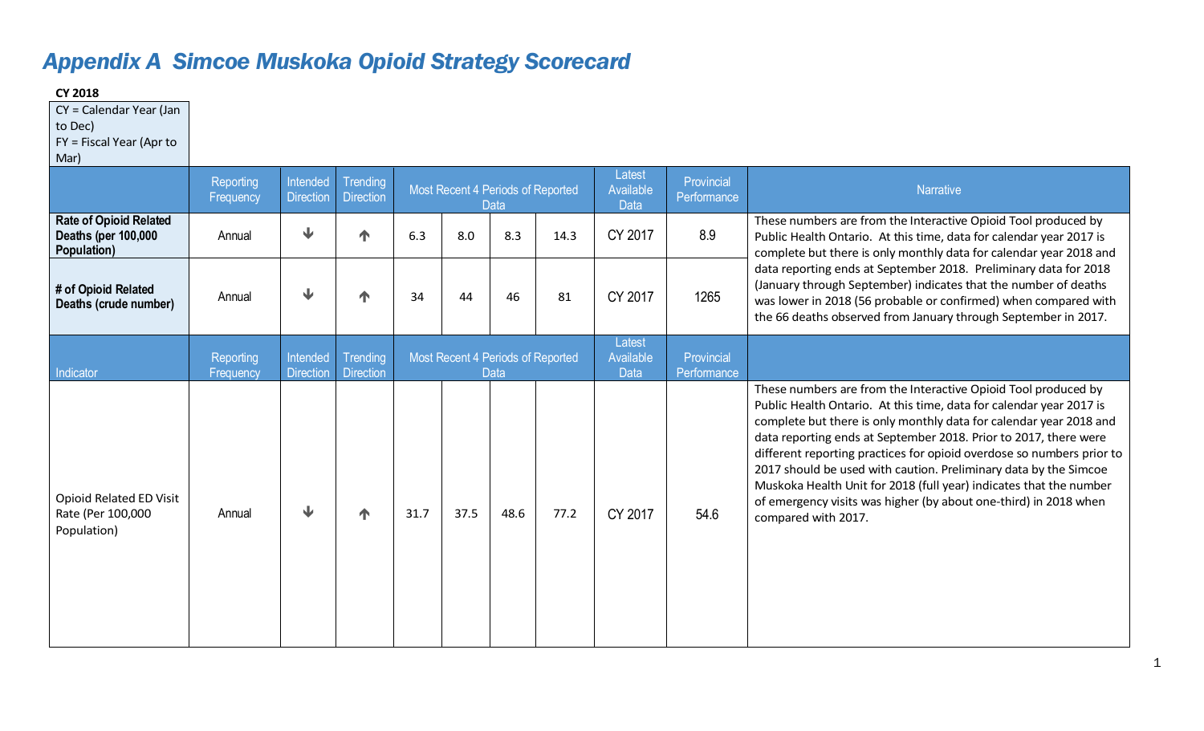# *Appendix A Simcoe Muskoka Opioid Strategy Scorecard*

**CY 2018**

| |
|---|
| CY = Calendar Year (Jan to Dec) FY = Fiscal Year (Apr to Mar) |

| | Reporting Frequency | Intended Direction | Trending Direction | Most Recent 4 Periods of Reported Data | | | | Latest Available Data | Provincial Performance | Narrative |
|---|---|---|---|---|---|---|---|---|---|---|
| **Rate of Opioid Related Deaths (per 100,000 Population)** | Annual | ↓ | ↑ | 6.3 | 8.0 | 8.3 | 14.3 | CY 2017 | 8.9 | These numbers are from the Interactive Opioid Tool produced by Public Health Ontario. At this time, data for calendar year 2017 is complete but there is only monthly data for calendar year 2018 and data reporting ends at September 2018. Preliminary data for 2018 (January through September) indicates that the number of deaths was lower in 2018 (56 probable or confirmed) when compared with the 66 deaths observed from January through September in 2017. |
| **# of Opioid Related Deaths (crude number)** | Annual | ↓ | ↑ | 34 | 44 | 46 | 81 | CY 2017 | 1265 | |
| Indicator | Reporting Frequency | Intended Direction | Trending Direction | Most Recent 4 Periods of Reported Data | | | | Latest Available Data | Provincial Performance | |
| Opioid Related ED Visit Rate (Per 100,000 Population) | Annual | ↓ | ↑ | 31.7 | 37.5 | 48.6 | 77.2 | CY 2017 | 54.6 | These numbers are from the Interactive Opioid Tool produced by Public Health Ontario. At this time, data for calendar year 2017 is complete but there is only monthly data for calendar year 2018 and data reporting ends at September 2018. Prior to 2017, there were different reporting practices for opioid overdose so numbers prior to 2017 should be used with caution. Preliminary data by the Simcoe Muskoka Health Unit for 2018 (full year) indicates that the number of emergency visits was higher (by about one-third) in 2018 when compared with 2017. |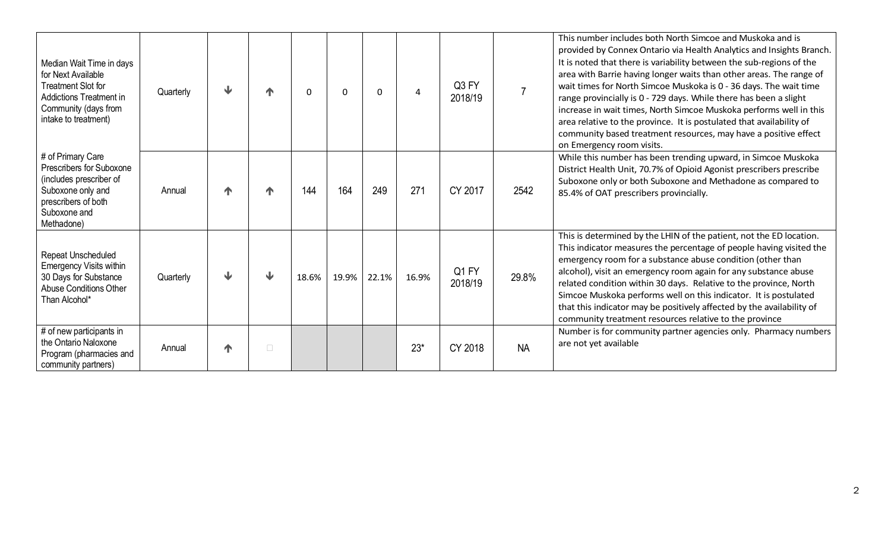| | | | | | | | | | | |
|---|---|---|---|---|---|---|---|---|---|---|
| Median Wait Time in days for Next Available Treatment Slot for Addictions Treatment in Community (days from intake to treatment) | Quarterly | ↓ | ↑ | 0 | 0 | 0 | 4 | Q3 FY 2018/19 | 7 | This number includes both North Simcoe and Muskoka and is provided by Connex Ontario via Health Analytics and Insights Branch. It is noted that there is variability between the sub-regions of the area with Barrie having longer waits than other areas. The range of wait times for North Simcoe Muskoka is 0 - 36 days. The wait time range provincially is 0 - 729 days. While there has been a slight increase in wait times, North Simcoe Muskoka performs well in this area relative to the province. It is postulated that availability of community based treatment resources, may have a positive effect on Emergency room visits. |
| # of Primary Care Prescribers for Suboxone (includes prescriber of Suboxone only and prescribers of both Suboxone and Methadone) | Annual | ↑ | ↑ | 144 | 164 | 249 | 271 | CY 2017 | 2542 | While this number has been trending upward, in Simcoe Muskoka District Health Unit, 70.7% of Opioid Agonist prescribers prescribe Suboxone only or both Suboxone and Methadone as compared to 85.4% of OAT prescribers provincially. |
| Repeat Unscheduled Emergency Visits within 30 Days for Substance Abuse Conditions Other Than Alcohol* | Quarterly | ↓ | ↓ | 18.6% | 19.9% | 22.1% | 16.9% | Q1 FY 2018/19 | 29.8% | This is determined by the LHIN of the patient, not the ED location. This indicator measures the percentage of people having visited the emergency room for a substance abuse condition (other than alcohol), visit an emergency room again for any substance abuse related condition within 30 days. Relative to the province, North Simcoe Muskoka performs well on this indicator. It is postulated that this indicator may be positively affected by the availability of community treatment resources relative to the province |
| # of new participants in the Ontario Naloxone Program (pharmacies and community partners) | Annual | ↑ | | | | | 23* | CY 2018 | NA | Number is for community partner agencies only. Pharmacy numbers are not yet available |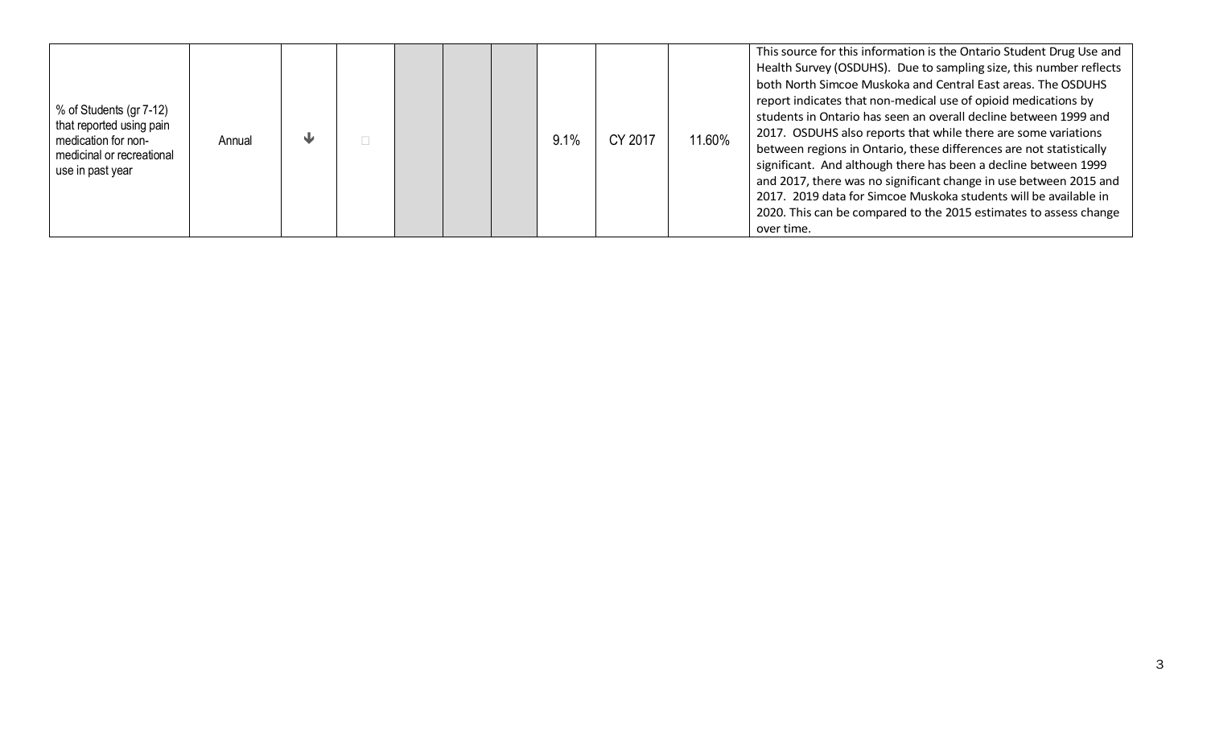| | | | | | | | | | | |
|---|---|---|---|---|---|---|---|---|---|---|
| % of Students (gr 7-12) that reported using pain medication for non-medicinal or recreational use in past year | Annual | ↓ | ☐ | | | | 9.1% | CY 2017 | 11.60% | This source for this information is the Ontario Student Drug Use and Health Survey (OSDUHS). Due to sampling size, this number reflects both North Simcoe Muskoka and Central East areas. The OSDUHS report indicates that non-medical use of opioid medications by students in Ontario has seen an overall decline between 1999 and 2017. OSDUHS also reports that while there are some variations between regions in Ontario, these differences are not statistically significant. And although there has been a decline between 1999 and 2017, there was no significant change in use between 2015 and 2017. 2019 data for Simcoe Muskoka students will be available in 2020. This can be compared to the 2015 estimates to assess change over time. |